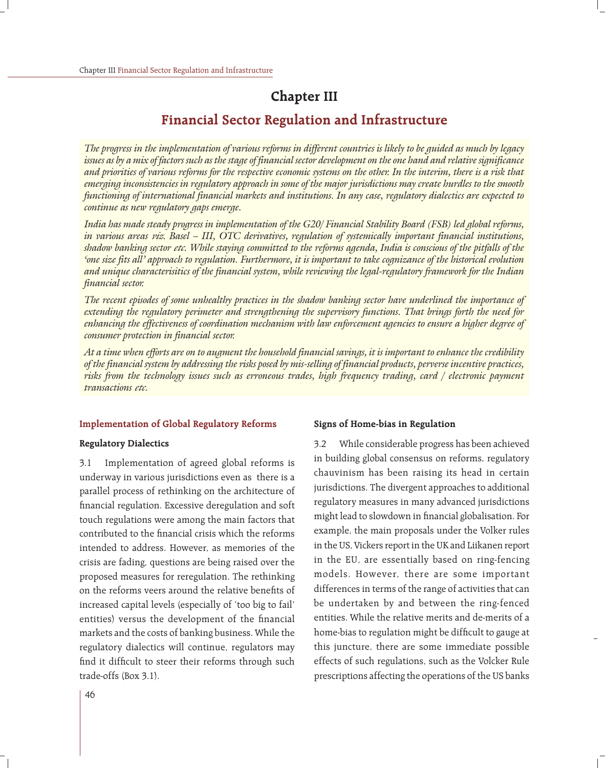# Chapter III

## Financial Sector Regulation and Infrastructure

*The progress in the implementation of various reforms in different countries is likely to be guided as much by legacy issues as by a mix of factors such as the stage of financial sector development on the one hand and relative significance and priorities of various reforms for the respective economic systems on the other. In the interim, there is a risk that emerging inconsistencies in regulatory approach in some of the major jurisdictions may create hurdles to the smooth functioning of international financial markets and institutions. In any case, regulatory dialectics are expected to continue as new regulatory gaps emerge.*

*India has made steady progress in implementation of the G20/ Financial Stability Board (FSB) led global reforms, in various areas viz. Basel – III, OTC derivatives, regulation of systemically important financial institutions, shadow banking sector etc. While staying committed to the reforms agenda, India is conscious of the pitfalls of the 'one size fits all' approach to regulation. Furthermore, it is important to take cognizance of the historical evolution and unique characterisitics of the financial system, while reviewing the legal-regulatory framework for the Indian financial sector.*

*The recent episodes of some unhealthy practices in the shadow banking sector have underlined the importance of extending the regulatory perimeter and strengthening the supervisory functions. That brings forth the need for enhancing the effectiveness of coordination mechanism with law enforcement agencies to ensure a higher degree of consumer protection in financial sector.*

*At a time when efforts are on to augment the household financial savings, it is important to enhance the credibility of the financial system by addressing the risks posed by mis-selling of financial products, perverse incentive practices, risks from the technology issues such as erroneous trades, high frequency trading, card / electronic payment transactions etc.*

### Implementation of Global Regulatory Reforms

#### Regulatory Dialectics

3.1 Implementation of agreed global reforms is underway in various jurisdictions even as there is a parallel process of rethinking on the architecture of financial regulation. Excessive deregulation and soft touch regulations were among the main factors that contributed to the financial crisis which the reforms intended to address. However, as memories of the crisis are fading, questions are being raised over the proposed measures for reregulation. The rethinking on the reforms veers around the relative benefits of increased capital levels (especially of 'too big to fail' entities) versus the development of the financial markets and the costs of banking business. While the regulatory dialectics will continue, regulators may find it difficult to steer their reforms through such trade-offs (Box 3.1).

#### Signs of Home-bias in Regulation

3.2 While considerable progress has been achieved in building global consensus on reforms, regulatory chauvinism has been raising its head in certain jurisdictions. The divergent approaches to additional regulatory measures in many advanced jurisdictions might lead to slowdown in financial globalisation. For example, the main proposals under the Volker rules in the US, Vickers report in the UK and Liikanen report in the EU, are essentially based on ring-fencing models. However, there are some important differences in terms of the range of activities that can be undertaken by and between the ring-fenced entities. While the relative merits and de-merits of a home-bias to regulation might be difficult to gauge at this juncture, there are some immediate possible effects of such regulations, such as the Volcker Rule prescriptions affecting the operations of the US banks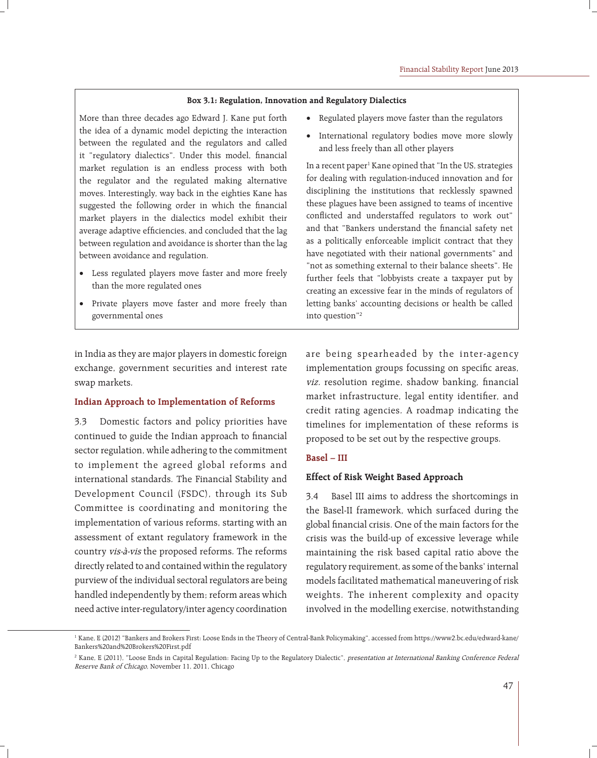**Box 3.1: Regulation, Innovation and Regulatory Dialectics**

More than three decades ago Edward J. Kane put forth the idea of a dynamic model depicting the interaction between the regulated and the regulators and called it "regulatory dialectics". Under this model, financial market regulation is an endless process with both the regulator and the regulated making alternative moves. Interestingly, way back in the eighties Kane has suggested the following order in which the financial market players in the dialectics model exhibit their average adaptive efficiencies, and concluded that the lag between regulation and avoidance is shorter than the lag between avoidance and regulation.

- Less regulated players move faster and more freely than the more regulated ones
- Private players move faster and more freely than governmental ones
- Regulated players move faster than the regulators
- International regulatory bodies move more slowly and less freely than all other players

In a recent paper[1] Kane opined that "In the US, strategies for dealing with regulation-induced innovation and for disciplining the institutions that recklessly spawned these plagues have been assigned to teams of incentive conflicted and understaffed regulators to work out" and that "Bankers understand the financial safety net as a politically enforceable implicit contract that they have negotiated with their national governments" and "not as something external to their balance sheets". He further feels that "lobbyists create a taxpayer put by creating an excessive fear in the minds of regulators of letting banks' accounting decisions or health be called into question"[2]

in India as they are major players in domestic foreign exchange, government securities and interest rate swap markets.

### Indian Approach to Implementation of Reforms

3.3 Domestic factors and policy priorities have continued to guide the Indian approach to financial sector regulation, while adhering to the commitment to implement the agreed global reforms and international standards. The Financial Stability and Development Council (FSDC), through its Sub Committee is coordinating and monitoring the implementation of various reforms, starting with an assessment of extant regulatory framework in the country *vis-à-vis* the proposed reforms. The reforms directly related to and contained within the regulatory purview of the individual sectoral regulators are being handled independently by them; reform areas which need active inter-regulatory/inter agency coordination are being spearheaded by the inter-agency implementation groups focussing on specific areas, *viz.* resolution regime, shadow banking, financial market infrastructure, legal entity identifier, and credit rating agencies. A roadmap indicating the timelines for implementation of these reforms is proposed to be set out by the respective groups.

### Basel – III

#### Effect of Risk Weight Based Approach

3.4 Basel III aims to address the shortcomings in the Basel-II framework, which surfaced during the global financial crisis. One of the main factors for the crisis was the build-up of excessive leverage while maintaining the risk based capital ratio above the regulatory requirement, as some of the banks' internal models facilitated mathematical maneuvering of risk weights. The inherent complexity and opacity involved in the modelling exercise, notwithstanding

---

[1] Kane, E (2012) "Bankers and Brokers First: Loose Ends in the Theory of Central-Bank Policymaking", accessed from https://www2.bc.edu/edward-kane/Bankers%20and%20Brokers%20First.pdf

[2] Kane, E (2011), "Loose Ends in Capital Regulation: Facing Up to the Regulatory Dialectic", *presentation at International Banking Conference Federal Reserve Bank of Chicago,* November 11, 2011, Chicago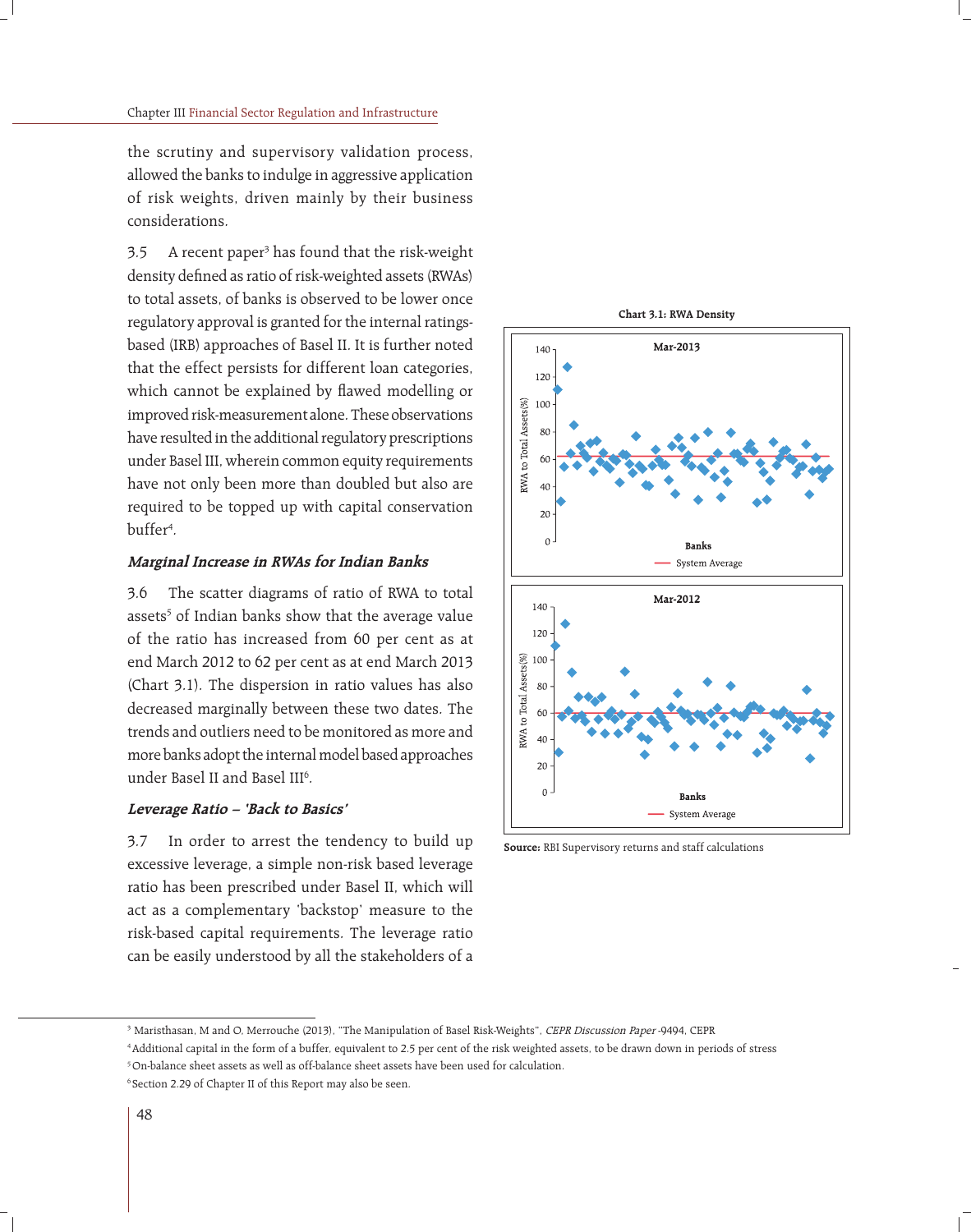the scrutiny and supervisory validation process, allowed the banks to indulge in aggressive application of risk weights, driven mainly by their business considerations.

3.5 A recent paper[3] has found that the risk-weight density defined as ratio of risk-weighted assets (RWAs) to total assets, of banks is observed to be lower once regulatory approval is granted for the internal ratings-based (IRB) approaches of Basel II. It is further noted that the effect persists for different loan categories, which cannot be explained by flawed modelling or improved risk-measurement alone. These observations have resulted in the additional regulatory prescriptions under Basel III, wherein common equity requirements have not only been more than doubled but also are required to be topped up with capital conservation buffer[4].

### *Marginal Increase in RWAs for Indian Banks*

3.6 The scatter diagrams of ratio of RWA to total assets[5] of Indian banks show that the average value of the ratio has increased from 60 per cent as at end March 2012 to 62 per cent as at end March 2013 (Chart 3.1). The dispersion in ratio values has also decreased marginally between these two dates. The trends and outliers need to be monitored as more and more banks adopt the internal model based approaches under Basel II and Basel III[6].

### *Leverage Ratio – 'Back to Basics'*

3.7 In order to arrest the tendency to build up excessive leverage, a simple non-risk based leverage ratio has been prescribed under Basel II, which will act as a complementary 'backstop' measure to the risk-based capital requirements. The leverage ratio can be easily understood by all the stakeholders of a

**Chart 3.1: RWA Density**

**Source:** RBI Supervisory returns and staff calculations

---

[3] Maristhasan, M and O. Merrouche (2013), "The Manipulation of Basel Risk-Weights", *CEPR Discussion Paper* -9494, CEPR

[4] Additional capital in the form of a buffer, equivalent to 2.5 per cent of the risk weighted assets, to be drawn down in periods of stress

[5] On-balance sheet assets as well as off-balance sheet assets have been used for calculation.

[6] Section 2.29 of Chapter II of this Report may also be seen.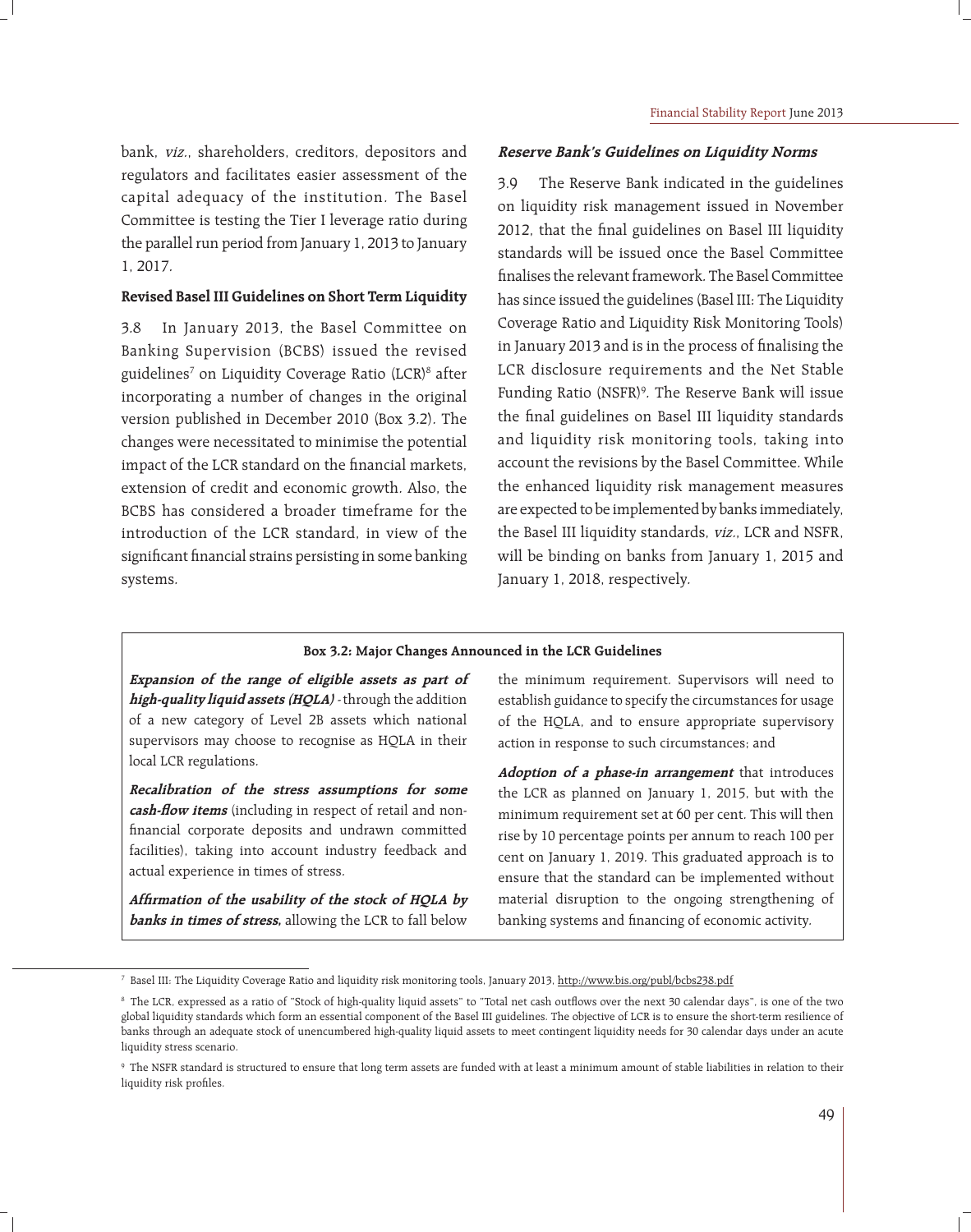bank, *viz.*, shareholders, creditors, depositors and regulators and facilitates easier assessment of the capital adequacy of the institution. The Basel Committee is testing the Tier I leverage ratio during the parallel run period from January 1, 2013 to January 1, 2017.

### Revised Basel III Guidelines on Short Term Liquidity

3.8 In January 2013, the Basel Committee on Banking Supervision (BCBS) issued the revised guidelines[7] on Liquidity Coverage Ratio (LCR)[8] after incorporating a number of changes in the original version published in December 2010 (Box 3.2). The changes were necessitated to minimise the potential impact of the LCR standard on the financial markets, extension of credit and economic growth. Also, the BCBS has considered a broader timeframe for the introduction of the LCR standard, in view of the significant financial strains persisting in some banking systems.

### *Reserve Bank's Guidelines on Liquidity Norms*

3.9 The Reserve Bank indicated in the guidelines on liquidity risk management issued in November 2012, that the final guidelines on Basel III liquidity standards will be issued once the Basel Committee finalises the relevant framework. The Basel Committee has since issued the guidelines (Basel III: The Liquidity Coverage Ratio and Liquidity Risk Monitoring Tools) in January 2013 and is in the process of finalising the LCR disclosure requirements and the Net Stable Funding Ratio (NSFR)[9]. The Reserve Bank will issue the final guidelines on Basel III liquidity standards and liquidity risk monitoring tools, taking into account the revisions by the Basel Committee. While the enhanced liquidity risk management measures are expected to be implemented by banks immediately, the Basel III liquidity standards, *viz.*, LCR and NSFR, will be binding on banks from January 1, 2015 and January 1, 2018, respectively.

**Box 3.2: Major Changes Announced in the LCR Guidelines**

***Expansion of the range of eligible assets as part of high-quality liquid assets (HQLA)*** - through the addition of a new category of Level 2B assets which national supervisors may choose to recognise as HQLA in their local LCR regulations.

***Recalibration of the stress assumptions for some cash-flow items*** (including in respect of retail and non-financial corporate deposits and undrawn committed facilities), taking into account industry feedback and actual experience in times of stress.

***Affirmation of the usability of the stock of HQLA by banks in times of stress,*** allowing the LCR to fall below the minimum requirement. Supervisors will need to establish guidance to specify the circumstances for usage of the HQLA, and to ensure appropriate supervisory action in response to such circumstances; and

***Adoption of a phase-in arrangement*** that introduces the LCR as planned on January 1, 2015, but with the minimum requirement set at 60 per cent. This will then rise by 10 percentage points per annum to reach 100 per cent on January 1, 2019. This graduated approach is to ensure that the standard can be implemented without material disruption to the ongoing strengthening of banking systems and financing of economic activity.

---

[7] Basel III: The Liquidity Coverage Ratio and liquidity risk monitoring tools, January 2013, http://www.bis.org/publ/bcbs238.pdf

[8] The LCR, expressed as a ratio of "Stock of high-quality liquid assets" to "Total net cash outflows over the next 30 calendar days", is one of the two global liquidity standards which form an essential component of the Basel III guidelines. The objective of LCR is to ensure the short-term resilience of banks through an adequate stock of unencumbered high-quality liquid assets to meet contingent liquidity needs for 30 calendar days under an acute liquidity stress scenario.

[9] The NSFR standard is structured to ensure that long term assets are funded with at least a minimum amount of stable liabilities in relation to their liquidity risk profiles.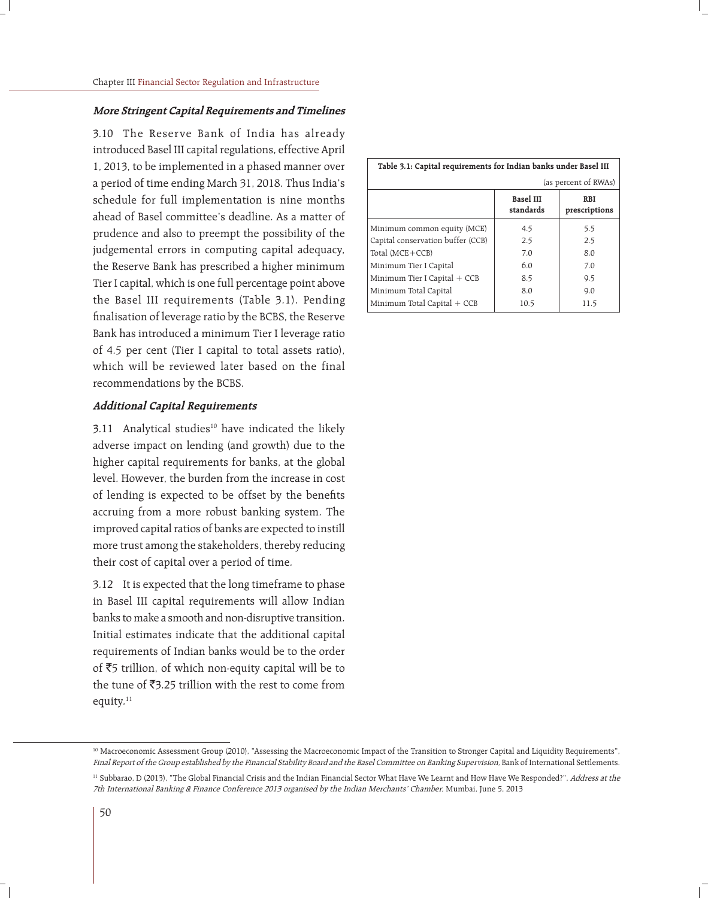### *More Stringent Capital Requirements and Timelines*

3.10 The Reserve Bank of India has already introduced Basel III capital regulations, effective April 1, 2013, to be implemented in a phased manner over a period of time ending March 31, 2018. Thus India's schedule for full implementation is nine months ahead of Basel committee's deadline. As a matter of prudence and also to preempt the possibility of the judgemental errors in computing capital adequacy, the Reserve Bank has prescribed a higher minimum Tier I capital, which is one full percentage point above the Basel III requirements (Table 3.1). Pending finalisation of leverage ratio by the BCBS, the Reserve Bank has introduced a minimum Tier I leverage ratio of 4.5 per cent (Tier I capital to total assets ratio), which will be reviewed later based on the final recommendations by the BCBS.

**Table 3.1: Capital requirements for Indian banks under Basel III**

(as percent of RWAs)

| | Basel III standards | RBI prescriptions |
|---|---|---|
| Minimum common equity (MCE) | 4.5 | 5.5 |
| Capital conservation buffer (CCB) | 2.5 | 2.5 |
| Total (MCE+CCB) | 7.0 | 8.0 |
| Minimum Tier I Capital | 6.0 | 7.0 |
| Minimum Tier I Capital + CCB | 8.5 | 9.5 |
| Minimum Total Capital | 8.0 | 9.0 |
| Minimum Total Capital + CCB | 10.5 | 11.5 |

### *Additional Capital Requirements*

3.11 Analytical studies[10] have indicated the likely adverse impact on lending (and growth) due to the higher capital requirements for banks, at the global level. However, the burden from the increase in cost of lending is expected to be offset by the benefits accruing from a more robust banking system. The improved capital ratios of banks are expected to instill more trust among the stakeholders, thereby reducing their cost of capital over a period of time.

3.12 It is expected that the long timeframe to phase in Basel III capital requirements will allow Indian banks to make a smooth and non-disruptive transition. Initial estimates indicate that the additional capital requirements of Indian banks would be to the order of ₹5 trillion, of which non-equity capital will be to the tune of ₹3.25 trillion with the rest to come from equity.[11]

[10] Macroeconomic Assessment Group (2010), "Assessing the Macroeconomic Impact of the Transition to Stronger Capital and Liquidity Requirements", *Final Report of the Group established by the Financial Stability Board and the Basel Committee on Banking Supervision*, Bank of International Settlements.

[11] Subbarao, D (2013), "The Global Financial Crisis and the Indian Financial Sector What Have We Learnt and How Have We Responded?", *Address at the 7th International Banking & Finance Conference 2013 organised by the Indian Merchants' Chamber*, Mumbai, June 5, 2013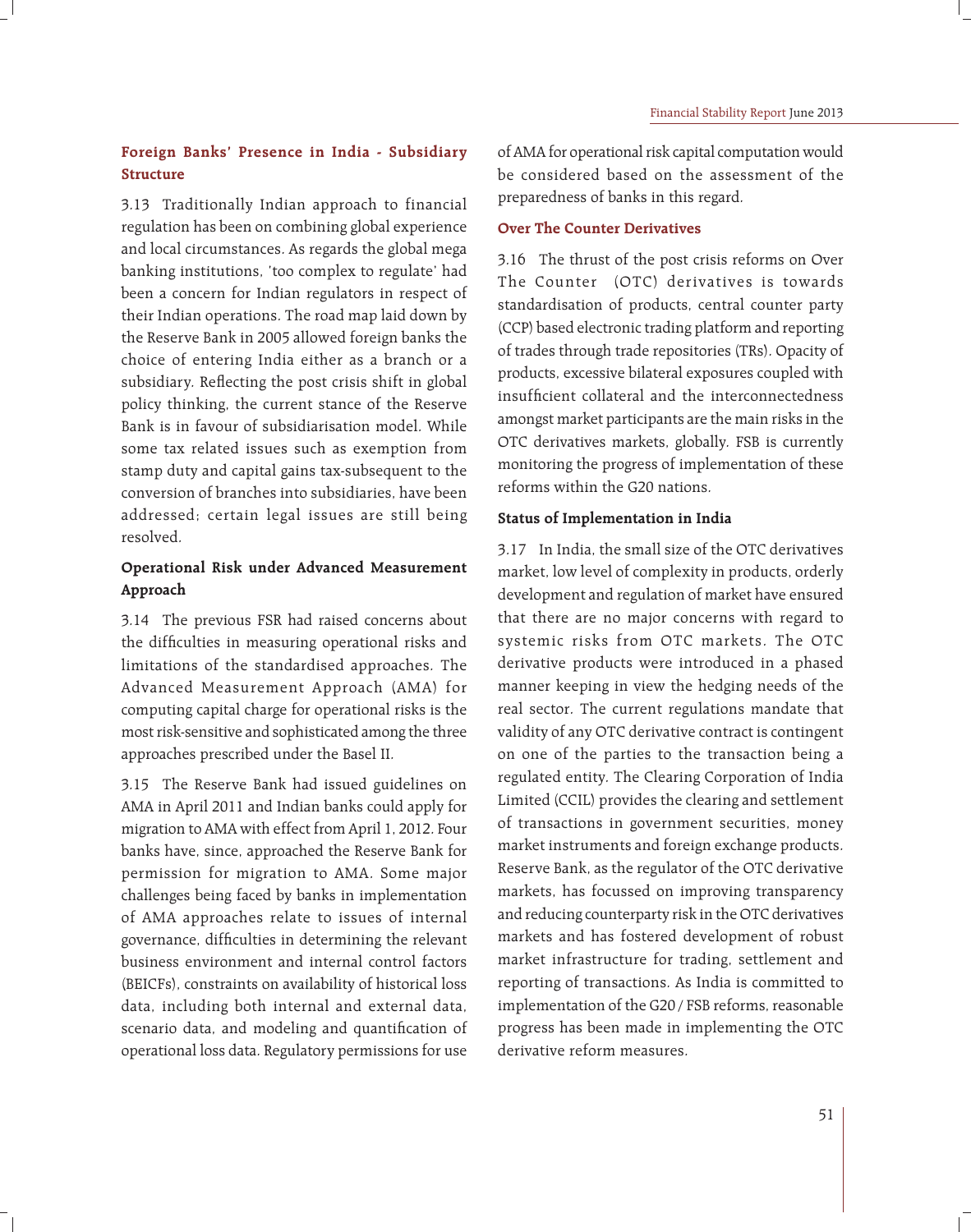### Foreign Banks' Presence in India - Subsidiary Structure

3.13 Traditionally Indian approach to financial regulation has been on combining global experience and local circumstances. As regards the global mega banking institutions, 'too complex to regulate' had been a concern for Indian regulators in respect of their Indian operations. The road map laid down by the Reserve Bank in 2005 allowed foreign banks the choice of entering India either as a branch or a subsidiary. Reflecting the post crisis shift in global policy thinking, the current stance of the Reserve Bank is in favour of subsidiarisation model. While some tax related issues such as exemption from stamp duty and capital gains tax-subsequent to the conversion of branches into subsidiaries, have been addressed; certain legal issues are still being resolved.

### Operational Risk under Advanced Measurement Approach

3.14 The previous FSR had raised concerns about the difficulties in measuring operational risks and limitations of the standardised approaches. The Advanced Measurement Approach (AMA) for computing capital charge for operational risks is the most risk-sensitive and sophisticated among the three approaches prescribed under the Basel II.

3.15 The Reserve Bank had issued guidelines on AMA in April 2011 and Indian banks could apply for migration to AMA with effect from April 1, 2012. Four banks have, since, approached the Reserve Bank for permission for migration to AMA. Some major challenges being faced by banks in implementation of AMA approaches relate to issues of internal governance, difficulties in determining the relevant business environment and internal control factors (BEICFs), constraints on availability of historical loss data, including both internal and external data, scenario data, and modeling and quantification of operational loss data. Regulatory permissions for use of AMA for operational risk capital computation would be considered based on the assessment of the preparedness of banks in this regard.

### Over The Counter Derivatives

3.16 The thrust of the post crisis reforms on Over The Counter (OTC) derivatives is towards standardisation of products, central counter party (CCP) based electronic trading platform and reporting of trades through trade repositories (TRs). Opacity of products, excessive bilateral exposures coupled with insufficient collateral and the interconnectedness amongst market participants are the main risks in the OTC derivatives markets, globally. FSB is currently monitoring the progress of implementation of these reforms within the G20 nations.

#### Status of Implementation in India

3.17 In India, the small size of the OTC derivatives market, low level of complexity in products, orderly development and regulation of market have ensured that there are no major concerns with regard to systemic risks from OTC markets. The OTC derivative products were introduced in a phased manner keeping in view the hedging needs of the real sector. The current regulations mandate that validity of any OTC derivative contract is contingent on one of the parties to the transaction being a regulated entity. The Clearing Corporation of India Limited (CCIL) provides the clearing and settlement of transactions in government securities, money market instruments and foreign exchange products. Reserve Bank, as the regulator of the OTC derivative markets, has focussed on improving transparency and reducing counterparty risk in the OTC derivatives markets and has fostered development of robust market infrastructure for trading, settlement and reporting of transactions. As India is committed to implementation of the G20 / FSB reforms, reasonable progress has been made in implementing the OTC derivative reform measures.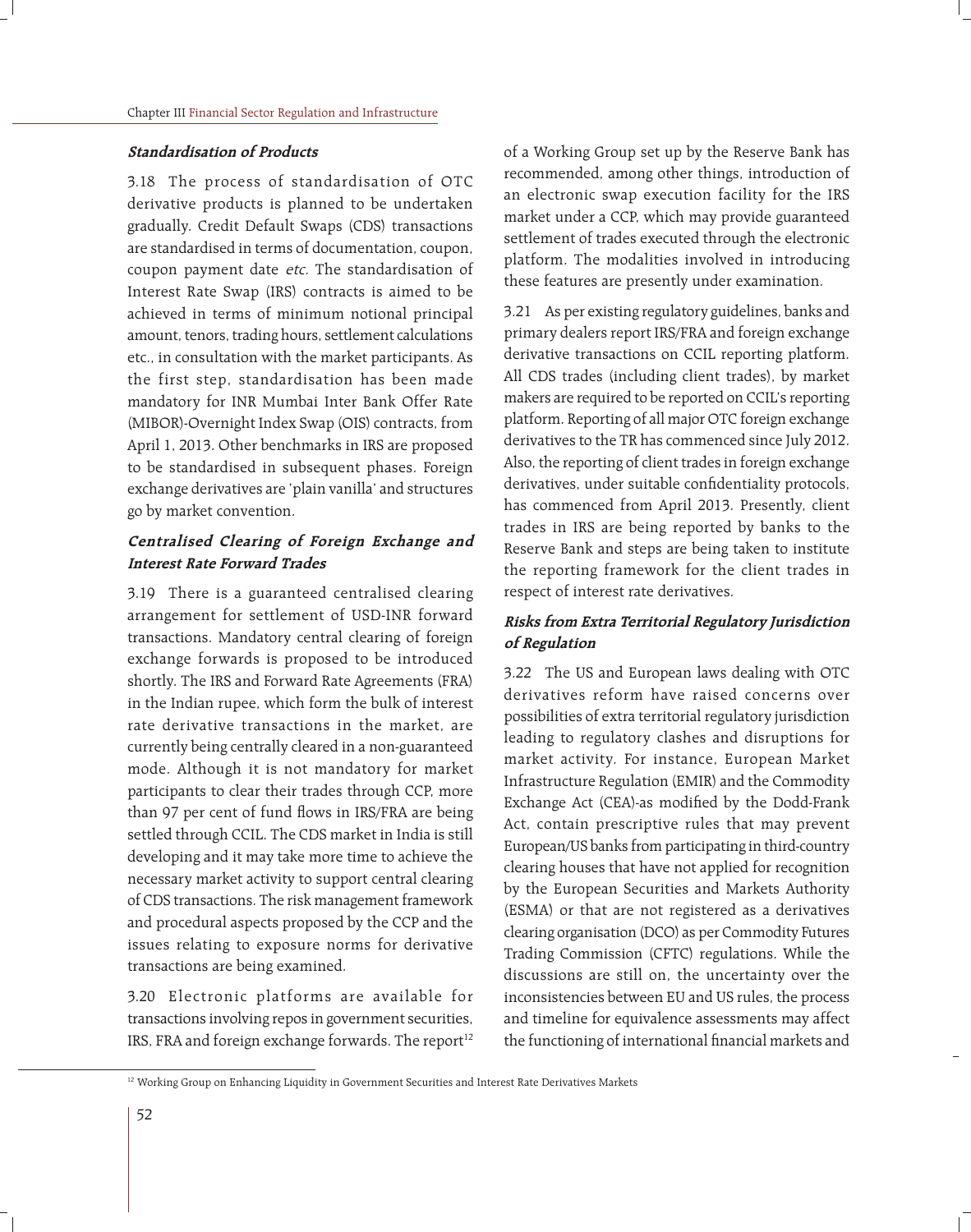#### *Standardisation of Products*

3.18 The process of standardisation of OTC derivative products is planned to be undertaken gradually. Credit Default Swaps (CDS) transactions are standardised in terms of documentation, coupon, coupon payment date *etc.* The standardisation of Interest Rate Swap (IRS) contracts is aimed to be achieved in terms of minimum notional principal amount, tenors, trading hours, settlement calculations etc., in consultation with the market participants. As the first step, standardisation has been made mandatory for INR Mumbai Inter Bank Offer Rate (MIBOR)-Overnight Index Swap (OIS) contracts, from April 1, 2013. Other benchmarks in IRS are proposed to be standardised in subsequent phases. Foreign exchange derivatives are 'plain vanilla' and structures go by market convention.

#### *Centralised Clearing of Foreign Exchange and Interest Rate Forward Trades*

3.19 There is a guaranteed centralised clearing arrangement for settlement of USD-INR forward transactions. Mandatory central clearing of foreign exchange forwards is proposed to be introduced shortly. The IRS and Forward Rate Agreements (FRA) in the Indian rupee, which form the bulk of interest rate derivative transactions in the market, are currently being centrally cleared in a non-guaranteed mode. Although it is not mandatory for market participants to clear their trades through CCP, more than 97 per cent of fund flows in IRS/FRA are being settled through CCIL. The CDS market in India is still developing and it may take more time to achieve the necessary market activity to support central clearing of CDS transactions. The risk management framework and procedural aspects proposed by the CCP and the issues relating to exposure norms for derivative transactions are being examined.

3.20 Electronic platforms are available for transactions involving repos in government securities, IRS, FRA and foreign exchange forwards. The report[12] of a Working Group set up by the Reserve Bank has recommended, among other things, introduction of an electronic swap execution facility for the IRS market under a CCP, which may provide guaranteed settlement of trades executed through the electronic platform. The modalities involved in introducing these features are presently under examination.

3.21 As per existing regulatory guidelines, banks and primary dealers report IRS/FRA and foreign exchange derivative transactions on CCIL reporting platform. All CDS trades (including client trades), by market makers are required to be reported on CCIL's reporting platform. Reporting of all major OTC foreign exchange derivatives to the TR has commenced since July 2012. Also, the reporting of client trades in foreign exchange derivatives, under suitable confidentiality protocols, has commenced from April 2013. Presently, client trades in IRS are being reported by banks to the Reserve Bank and steps are being taken to institute the reporting framework for the client trades in respect of interest rate derivatives.

#### *Risks from Extra Territorial Regulatory Jurisdiction of Regulation*

3.22 The US and European laws dealing with OTC derivatives reform have raised concerns over possibilities of extra territorial regulatory jurisdiction leading to regulatory clashes and disruptions for market activity. For instance, European Market Infrastructure Regulation (EMIR) and the Commodity Exchange Act (CEA)-as modified by the Dodd-Frank Act, contain prescriptive rules that may prevent European/US banks from participating in third-country clearing houses that have not applied for recognition by the European Securities and Markets Authority (ESMA) or that are not registered as a derivatives clearing organisation (DCO) as per Commodity Futures Trading Commission (CFTC) regulations. While the discussions are still on, the uncertainty over the inconsistencies between EU and US rules, the process and timeline for equivalence assessments may affect the functioning of international financial markets and

---

[12] Working Group on Enhancing Liquidity in Government Securities and Interest Rate Derivatives Markets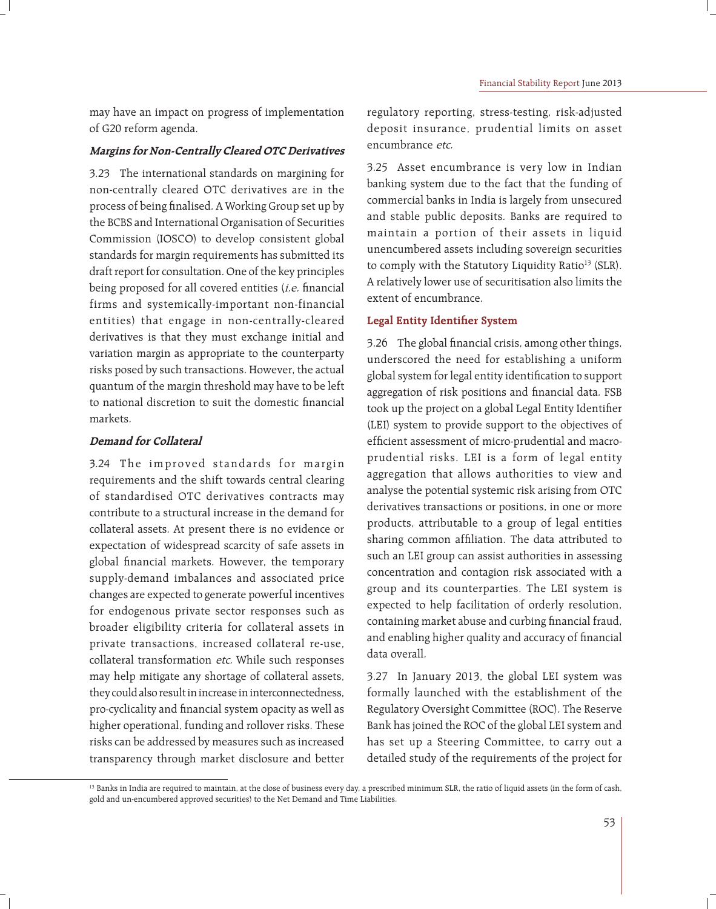may have an impact on progress of implementation of G20 reform agenda.

#### *Margins for Non-Centrally Cleared OTC Derivatives*

3.23 The international standards on margining for non-centrally cleared OTC derivatives are in the process of being finalised. A Working Group set up by the BCBS and International Organisation of Securities Commission (IOSCO) to develop consistent global standards for margin requirements has submitted its draft report for consultation. One of the key principles being proposed for all covered entities (*i.e.* financial firms and systemically-important non-financial entities) that engage in non-centrally-cleared derivatives is that they must exchange initial and variation margin as appropriate to the counterparty risks posed by such transactions. However, the actual quantum of the margin threshold may have to be left to national discretion to suit the domestic financial markets.

#### *Demand for Collateral*

3.24 The improved standards for margin requirements and the shift towards central clearing of standardised OTC derivatives contracts may contribute to a structural increase in the demand for collateral assets. At present there is no evidence or expectation of widespread scarcity of safe assets in global financial markets. However, the temporary supply-demand imbalances and associated price changes are expected to generate powerful incentives for endogenous private sector responses such as broader eligibility criteria for collateral assets in private transactions, increased collateral re-use, collateral transformation *etc.* While such responses may help mitigate any shortage of collateral assets, they could also result in increase in interconnectedness, pro-cyclicality and financial system opacity as well as higher operational, funding and rollover risks. These risks can be addressed by measures such as increased transparency through market disclosure and better regulatory reporting, stress-testing, risk-adjusted deposit insurance, prudential limits on asset encumbrance *etc.*

3.25 Asset encumbrance is very low in Indian banking system due to the fact that the funding of commercial banks in India is largely from unsecured and stable public deposits. Banks are required to maintain a portion of their assets in liquid unencumbered assets including sovereign securities to comply with the Statutory Liquidity Ratio[13] (SLR). A relatively lower use of securitisation also limits the extent of encumbrance.

#### **Legal Entity Identifier System**

3.26 The global financial crisis, among other things, underscored the need for establishing a uniform global system for legal entity identification to support aggregation of risk positions and financial data. FSB took up the project on a global Legal Entity Identifier (LEI) system to provide support to the objectives of efficient assessment of micro-prudential and macro-prudential risks. LEI is a form of legal entity aggregation that allows authorities to view and analyse the potential systemic risk arising from OTC derivatives transactions or positions, in one or more products, attributable to a group of legal entities sharing common affiliation. The data attributed to such an LEI group can assist authorities in assessing concentration and contagion risk associated with a group and its counterparties. The LEI system is expected to help facilitation of orderly resolution, containing market abuse and curbing financial fraud, and enabling higher quality and accuracy of financial data overall.

3.27 In January 2013, the global LEI system was formally launched with the establishment of the Regulatory Oversight Committee (ROC). The Reserve Bank has joined the ROC of the global LEI system and has set up a Steering Committee, to carry out a detailed study of the requirements of the project for

---

[13] Banks in India are required to maintain, at the close of business every day, a prescribed minimum SLR, the ratio of liquid assets (in the form of cash, gold and un-encumbered approved securities) to the Net Demand and Time Liabilities.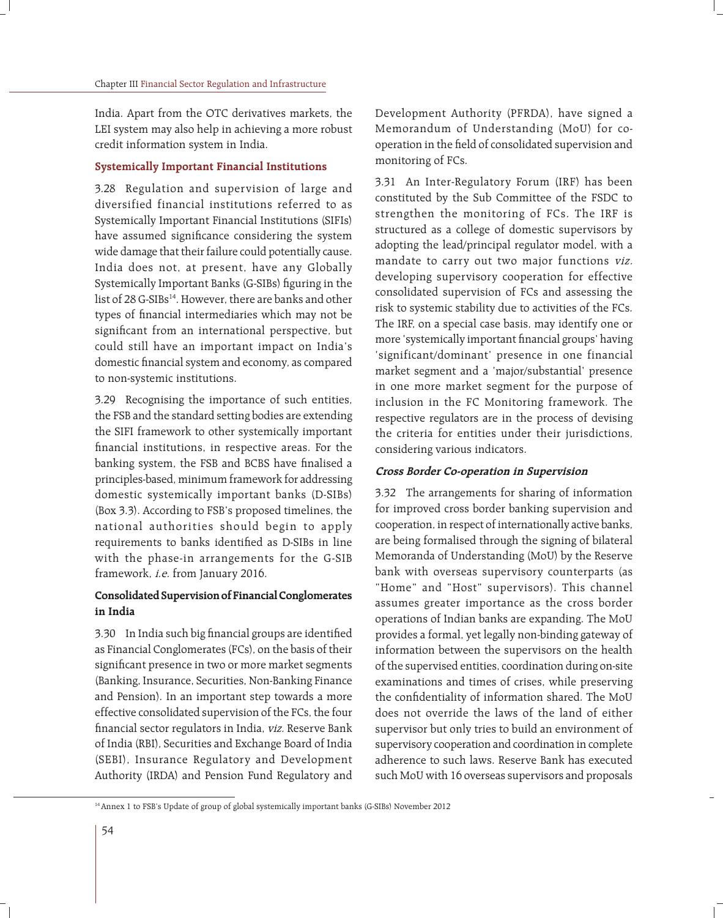India. Apart from the OTC derivatives markets, the LEI system may also help in achieving a more robust credit information system in India.

### Systemically Important Financial Institutions

3.28 Regulation and supervision of large and diversified financial institutions referred to as Systemically Important Financial Institutions (SIFIs) have assumed significance considering the system wide damage that their failure could potentially cause. India does not, at present, have any Globally Systemically Important Banks (G-SIBs) figuring in the list of 28 G-SIBs[14]. However, there are banks and other types of financial intermediaries which may not be significant from an international perspective, but could still have an important impact on India's domestic financial system and economy, as compared to non-systemic institutions.

3.29 Recognising the importance of such entities, the FSB and the standard setting bodies are extending the SIFI framework to other systemically important financial institutions, in respective areas. For the banking system, the FSB and BCBS have finalised a principles-based, minimum framework for addressing domestic systemically important banks (D-SIBs) (Box 3.3). According to FSB's proposed timelines, the national authorities should begin to apply requirements to banks identified as D-SIBs in line with the phase-in arrangements for the G-SIB framework, *i.e.* from January 2016.

### Consolidated Supervision of Financial Conglomerates in India

3.30 In India such big financial groups are identified as Financial Conglomerates (FCs), on the basis of their significant presence in two or more market segments (Banking, Insurance, Securities, Non-Banking Finance and Pension). In an important step towards a more effective consolidated supervision of the FCs, the four financial sector regulators in India, *viz.* Reserve Bank of India (RBI), Securities and Exchange Board of India (SEBI), Insurance Regulatory and Development Authority (IRDA) and Pension Fund Regulatory and Development Authority (PFRDA), have signed a Memorandum of Understanding (MoU) for co-operation in the field of consolidated supervision and monitoring of FCs.

3.31 An Inter-Regulatory Forum (IRF) has been constituted by the Sub Committee of the FSDC to strengthen the monitoring of FCs. The IRF is structured as a college of domestic supervisors by adopting the lead/principal regulator model, with a mandate to carry out two major functions *viz.* developing supervisory cooperation for effective consolidated supervision of FCs and assessing the risk to systemic stability due to activities of the FCs. The IRF, on a special case basis, may identify one or more 'systemically important financial groups' having 'significant/dominant' presence in one financial market segment and a 'major/substantial' presence in one more market segment for the purpose of inclusion in the FC Monitoring framework. The respective regulators are in the process of devising the criteria for entities under their jurisdictions, considering various indicators.

### *Cross Border Co-operation in Supervision*

3.32 The arrangements for sharing of information for improved cross border banking supervision and cooperation, in respect of internationally active banks, are being formalised through the signing of bilateral Memoranda of Understanding (MoU) by the Reserve bank with overseas supervisory counterparts (as "Home" and "Host" supervisors). This channel assumes greater importance as the cross border operations of Indian banks are expanding. The MoU provides a formal, yet legally non-binding gateway of information between the supervisors on the health of the supervised entities, coordination during on-site examinations and times of crises, while preserving the confidentiality of information shared. The MoU does not override the laws of the land of either supervisor but only tries to build an environment of supervisory cooperation and coordination in complete adherence to such laws. Reserve Bank has executed such MoU with 16 overseas supervisors and proposals

[14] Annex 1 to FSB's Update of group of global systemically important banks (G-SIBs) November 2012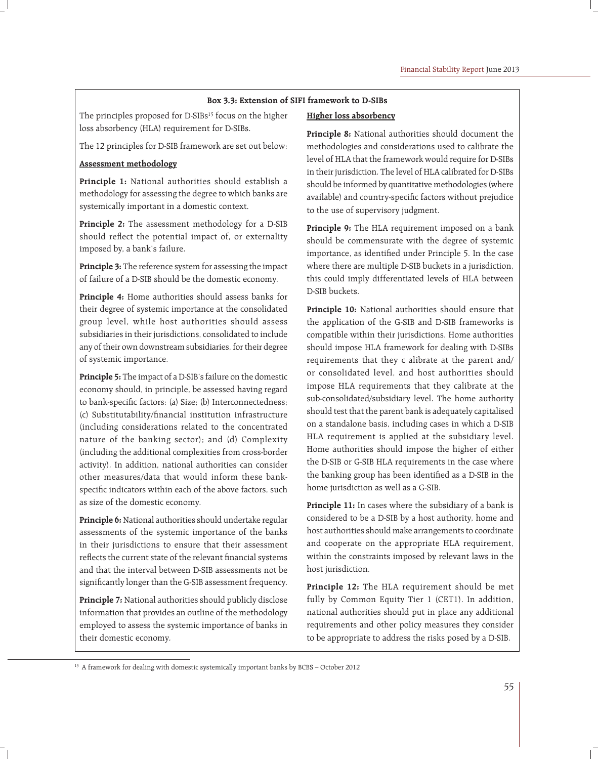**Box 3.3: Extension of SIFI framework to D-SIBs**

The principles proposed for D-SIBs[15] focus on the higher loss absorbency (HLA) requirement for D-SIBs.

The 12 principles for D-SIB framework are set out below:

**Assessment methodology**

**Principle 1:** National authorities should establish a methodology for assessing the degree to which banks are systemically important in a domestic context.

**Principle 2:** The assessment methodology for a D-SIB should reflect the potential impact of, or externality imposed by, a bank's failure.

**Principle 3:** The reference system for assessing the impact of failure of a D-SIB should be the domestic economy.

**Principle 4:** Home authorities should assess banks for their degree of systemic importance at the consolidated group level, while host authorities should assess subsidiaries in their jurisdictions, consolidated to include any of their own downstream subsidiaries, for their degree of systemic importance.

**Principle 5:** The impact of a D-SIB's failure on the domestic economy should, in principle, be assessed having regard to bank-specific factors: (a) Size; (b) Interconnectedness; (c) Substitutability/financial institution infrastructure (including considerations related to the concentrated nature of the banking sector); and (d) Complexity (including the additional complexities from cross-border activity). In addition, national authorities can consider other measures/data that would inform these bank-specific indicators within each of the above factors, such as size of the domestic economy.

**Principle 6:** National authorities should undertake regular assessments of the systemic importance of the banks in their jurisdictions to ensure that their assessment reflects the current state of the relevant financial systems and that the interval between D-SIB assessments not be significantly longer than the G-SIB assessment frequency.

**Principle 7:** National authorities should publicly disclose information that provides an outline of the methodology employed to assess the systemic importance of banks in their domestic economy.

**Higher loss absorbency**

**Principle 8:** National authorities should document the methodologies and considerations used to calibrate the level of HLA that the framework would require for D-SIBs in their jurisdiction. The level of HLA calibrated for D-SIBs should be informed by quantitative methodologies (where available) and country-specific factors without prejudice to the use of supervisory judgment.

**Principle 9:** The HLA requirement imposed on a bank should be commensurate with the degree of systemic importance, as identified under Principle 5. In the case where there are multiple D-SIB buckets in a jurisdiction, this could imply differentiated levels of HLA between D-SIB buckets.

**Principle 10:** National authorities should ensure that the application of the G-SIB and D-SIB frameworks is compatible within their jurisdictions. Home authorities should impose HLA framework for dealing with D-SIBs requirements that they c alibrate at the parent and/or consolidated level, and host authorities should impose HLA requirements that they calibrate at the sub-consolidated/subsidiary level. The home authority should test that the parent bank is adequately capitalised on a standalone basis, including cases in which a D-SIB HLA requirement is applied at the subsidiary level. Home authorities should impose the higher of either the D-SIB or G-SIB HLA requirements in the case where the banking group has been identified as a D-SIB in the home jurisdiction as well as a G-SIB.

**Principle 11:** In cases where the subsidiary of a bank is considered to be a D-SIB by a host authority, home and host authorities should make arrangements to coordinate and cooperate on the appropriate HLA requirement, within the constraints imposed by relevant laws in the host jurisdiction.

**Principle 12:** The HLA requirement should be met fully by Common Equity Tier 1 (CET1). In addition, national authorities should put in place any additional requirements and other policy measures they consider to be appropriate to address the risks posed by a D-SIB.

[15] A framework for dealing with domestic systemically important banks by BCBS – October 2012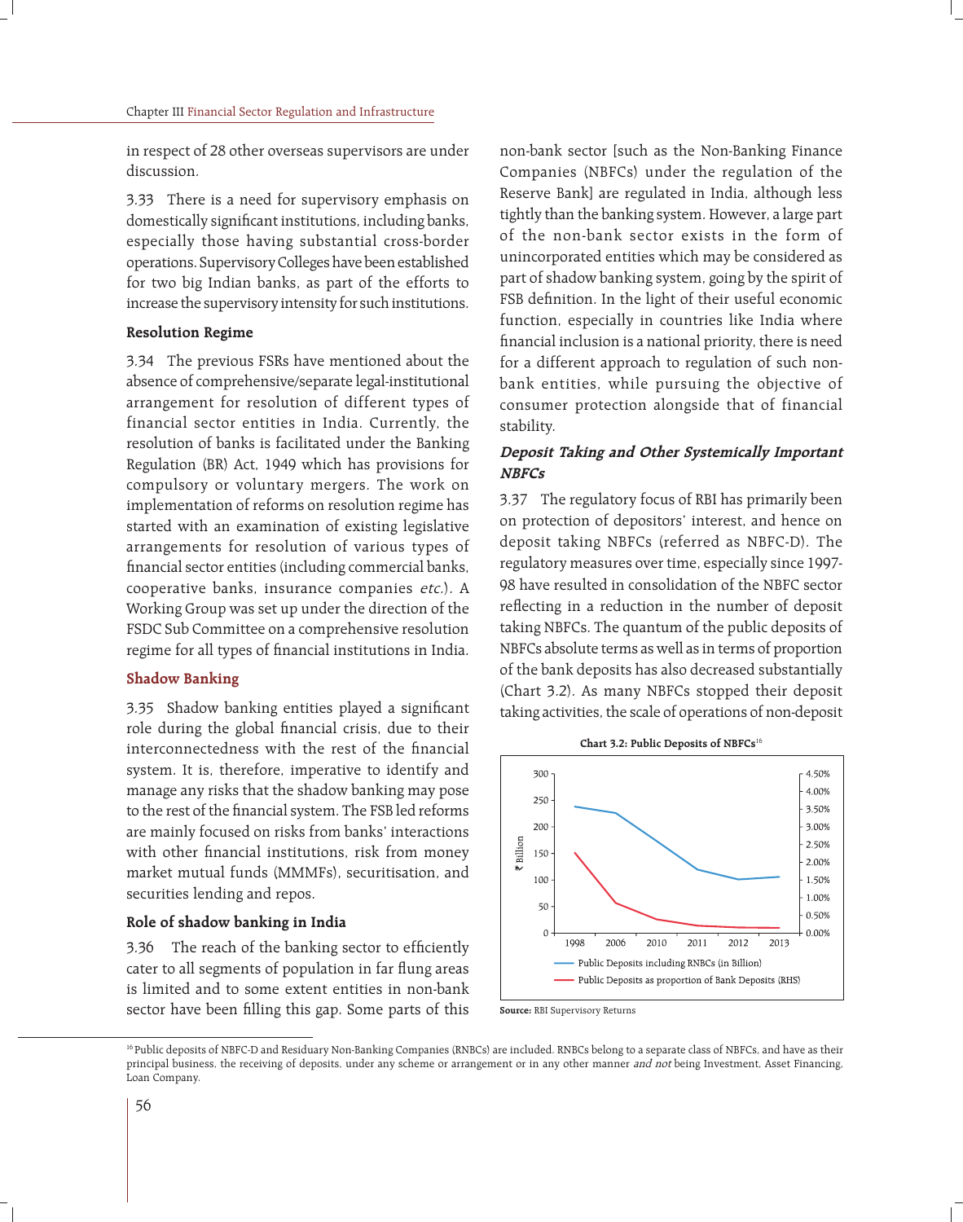in respect of 28 other overseas supervisors are under discussion.

3.33 There is a need for supervisory emphasis on domestically significant institutions, including banks, especially those having substantial cross-border operations. Supervisory Colleges have been established for two big Indian banks, as part of the efforts to increase the supervisory intensity for such institutions.

### Resolution Regime

3.34 The previous FSRs have mentioned about the absence of comprehensive/separate legal-institutional arrangement for resolution of different types of financial sector entities in India. Currently, the resolution of banks is facilitated under the Banking Regulation (BR) Act, 1949 which has provisions for compulsory or voluntary mergers. The work on implementation of reforms on resolution regime has started with an examination of existing legislative arrangements for resolution of various types of financial sector entities (including commercial banks, cooperative banks, insurance companies *etc.*). A Working Group was set up under the direction of the FSDC Sub Committee on a comprehensive resolution regime for all types of financial institutions in India.

## Shadow Banking

3.35 Shadow banking entities played a significant role during the global financial crisis, due to their interconnectedness with the rest of the financial system. It is, therefore, imperative to identify and manage any risks that the shadow banking may pose to the rest of the financial system. The FSB led reforms are mainly focused on risks from banks' interactions with other financial institutions, risk from money market mutual funds (MMMFs), securitisation, and securities lending and repos.

### Role of shadow banking in India

3.36 The reach of the banking sector to efficiently cater to all segments of population in far flung areas is limited and to some extent entities in non-bank sector have been filling this gap. Some parts of this non-bank sector [such as the Non-Banking Finance Companies (NBFCs) under the regulation of the Reserve Bank] are regulated in India, although less tightly than the banking system. However, a large part of the non-bank sector exists in the form of unincorporated entities which may be considered as part of shadow banking system, going by the spirit of FSB definition. In the light of their useful economic function, especially in countries like India where financial inclusion is a national priority, there is need for a different approach to regulation of such non-bank entities, while pursuing the objective of consumer protection alongside that of financial stability.

### *Deposit Taking and Other Systemically Important NBFCs*

3.37 The regulatory focus of RBI has primarily been on protection of depositors' interest, and hence on deposit taking NBFCs (referred as NBFC-D). The regulatory measures over time, especially since 1997-98 have resulted in consolidation of the NBFC sector reflecting in a reduction in the number of deposit taking NBFCs. The quantum of the public deposits of NBFCs absolute terms as well as in terms of proportion of the bank deposits has also decreased substantially (Chart 3.2). As many NBFCs stopped their deposit taking activities, the scale of operations of non-deposit

**Chart 3.2: Public Deposits of NBFCs**[16]

Source: RBI Supervisory Returns

[16] Public deposits of NBFC-D and Residuary Non-Banking Companies (RNBCs) are included. RNBCs belong to a separate class of NBFCs, and have as their principal business, the receiving of deposits, under any scheme or arrangement or in any other manner *and not* being Investment, Asset Financing, Loan Company.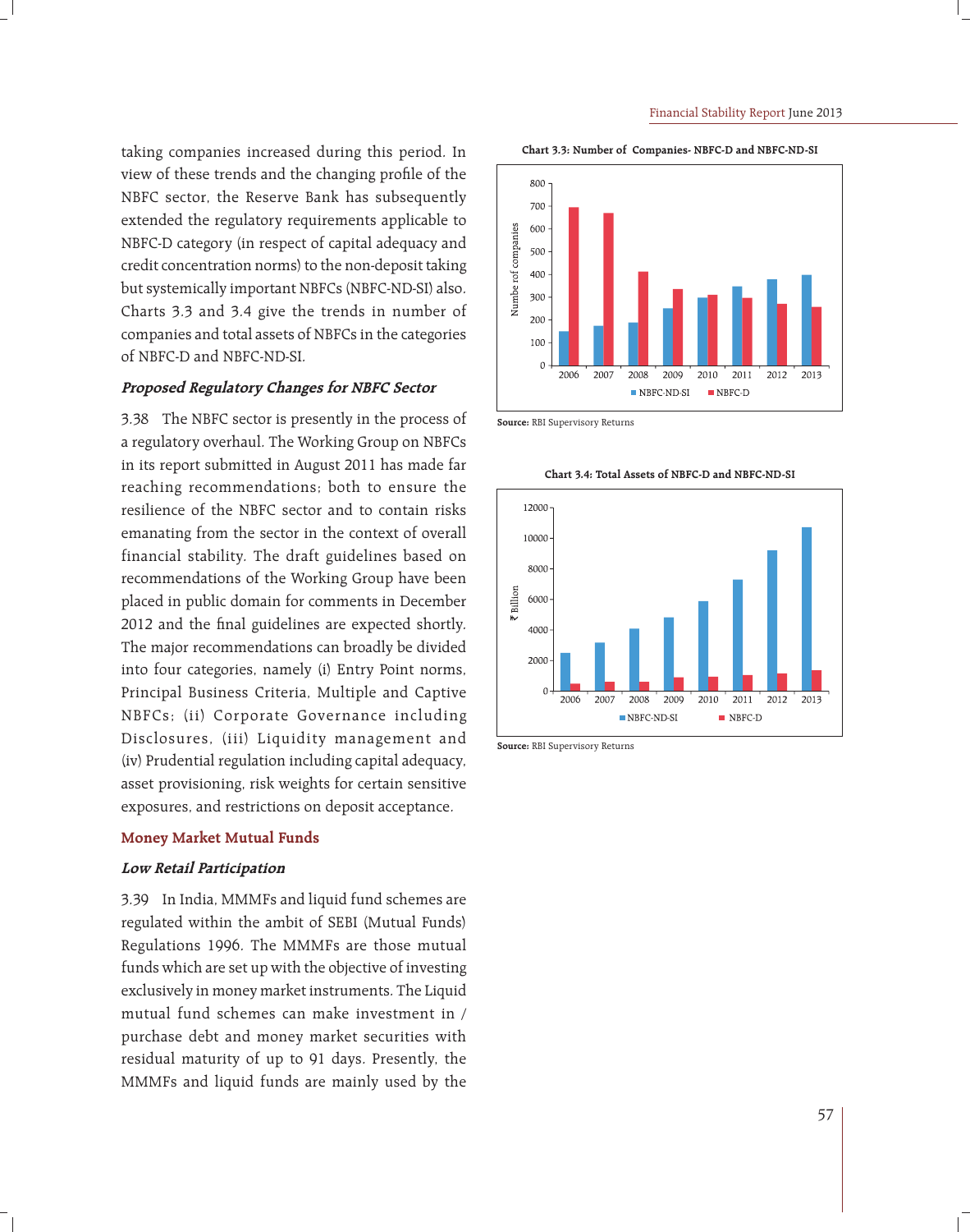taking companies increased during this period. In view of these trends and the changing profile of the NBFC sector, the Reserve Bank has subsequently extended the regulatory requirements applicable to NBFC-D category (in respect of capital adequacy and credit concentration norms) to the non-deposit taking but systemically important NBFCs (NBFC-ND-SI) also. Charts 3.3 and 3.4 give the trends in number of companies and total assets of NBFCs in the categories of NBFC-D and NBFC-ND-SI.

### *Proposed Regulatory Changes for NBFC Sector*

3.38 The NBFC sector is presently in the process of a regulatory overhaul. The Working Group on NBFCs in its report submitted in August 2011 has made far reaching recommendations; both to ensure the resilience of the NBFC sector and to contain risks emanating from the sector in the context of overall financial stability. The draft guidelines based on recommendations of the Working Group have been placed in public domain for comments in December 2012 and the final guidelines are expected shortly. The major recommendations can broadly be divided into four categories, namely (i) Entry Point norms, Principal Business Criteria, Multiple and Captive NBFCs; (ii) Corporate Governance including Disclosures, (iii) Liquidity management and (iv) Prudential regulation including capital adequacy, asset provisioning, risk weights for certain sensitive exposures, and restrictions on deposit acceptance.

## Money Market Mutual Funds

### *Low Retail Participation*

3.39 In India, MMMFs and liquid fund schemes are regulated within the ambit of SEBI (Mutual Funds) Regulations 1996. The MMMFs are those mutual funds which are set up with the objective of investing exclusively in money market instruments. The Liquid mutual fund schemes can make investment in / purchase debt and money market securities with residual maturity of up to 91 days. Presently, the MMMFs and liquid funds are mainly used by the

**Chart 3.3: Number of Companies- NBFC-D and NBFC-ND-SI**

**Source:** RBI Supervisory Returns

**Chart 3.4: Total Assets of NBFC-D and NBFC-ND-SI**

**Source:** RBI Supervisory Returns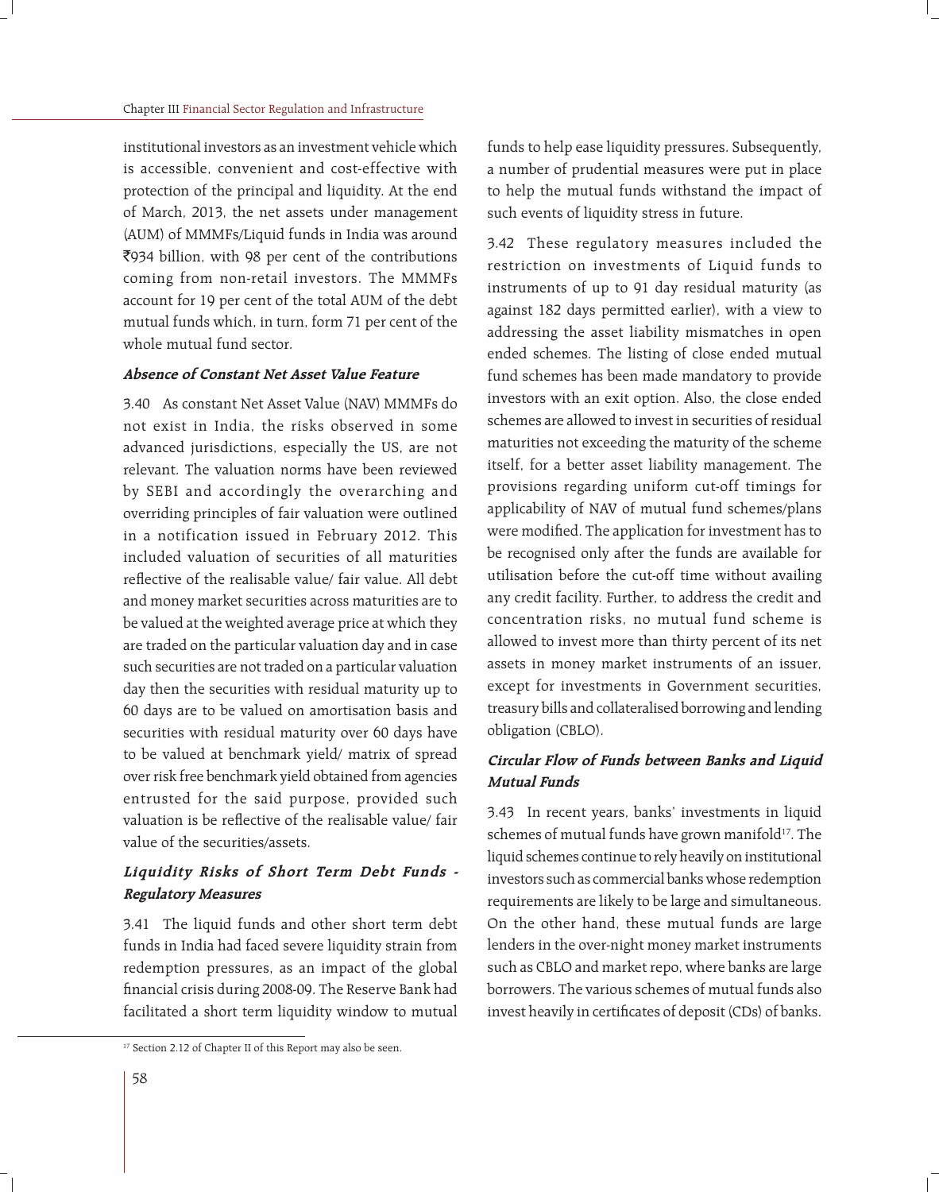institutional investors as an investment vehicle which is accessible, convenient and cost-effective with protection of the principal and liquidity. At the end of March, 2013, the net assets under management (AUM) of MMMFs/Liquid funds in India was around ₹934 billion, with 98 per cent of the contributions coming from non-retail investors. The MMMFs account for 19 per cent of the total AUM of the debt mutual funds which, in turn, form 71 per cent of the whole mutual fund sector.

***Absence of Constant Net Asset Value Feature***

3.40 As constant Net Asset Value (NAV) MMMFs do not exist in India, the risks observed in some advanced jurisdictions, especially the US, are not relevant. The valuation norms have been reviewed by SEBI and accordingly the overarching and overriding principles of fair valuation were outlined in a notification issued in February 2012. This included valuation of securities of all maturities reflective of the realisable value/ fair value. All debt and money market securities across maturities are to be valued at the weighted average price at which they are traded on the particular valuation day and in case such securities are not traded on a particular valuation day then the securities with residual maturity up to 60 days are to be valued on amortisation basis and securities with residual maturity over 60 days have to be valued at benchmark yield/ matrix of spread over risk free benchmark yield obtained from agencies entrusted for the said purpose, provided such valuation is be reflective of the realisable value/ fair value of the securities/assets.

***Liquidity Risks of Short Term Debt Funds - Regulatory Measures***

3.41 The liquid funds and other short term debt funds in India had faced severe liquidity strain from redemption pressures, as an impact of the global financial crisis during 2008-09. The Reserve Bank had facilitated a short term liquidity window to mutual funds to help ease liquidity pressures. Subsequently, a number of prudential measures were put in place to help the mutual funds withstand the impact of such events of liquidity stress in future.

3.42 These regulatory measures included the restriction on investments of Liquid funds to instruments of up to 91 day residual maturity (as against 182 days permitted earlier), with a view to addressing the asset liability mismatches in open ended schemes. The listing of close ended mutual fund schemes has been made mandatory to provide investors with an exit option. Also, the close ended schemes are allowed to invest in securities of residual maturities not exceeding the maturity of the scheme itself, for a better asset liability management. The provisions regarding uniform cut-off timings for applicability of NAV of mutual fund schemes/plans were modified. The application for investment has to be recognised only after the funds are available for utilisation before the cut-off time without availing any credit facility. Further, to address the credit and concentration risks, no mutual fund scheme is allowed to invest more than thirty percent of its net assets in money market instruments of an issuer, except for investments in Government securities, treasury bills and collateralised borrowing and lending obligation (CBLO).

***Circular Flow of Funds between Banks and Liquid Mutual Funds***

3.43 In recent years, banks' investments in liquid schemes of mutual funds have grown manifold[17]. The liquid schemes continue to rely heavily on institutional investors such as commercial banks whose redemption requirements are likely to be large and simultaneous. On the other hand, these mutual funds are large lenders in the over-night money market instruments such as CBLO and market repo, where banks are large borrowers. The various schemes of mutual funds also invest heavily in certificates of deposit (CDs) of banks.

[17] Section 2.12 of Chapter II of this Report may also be seen.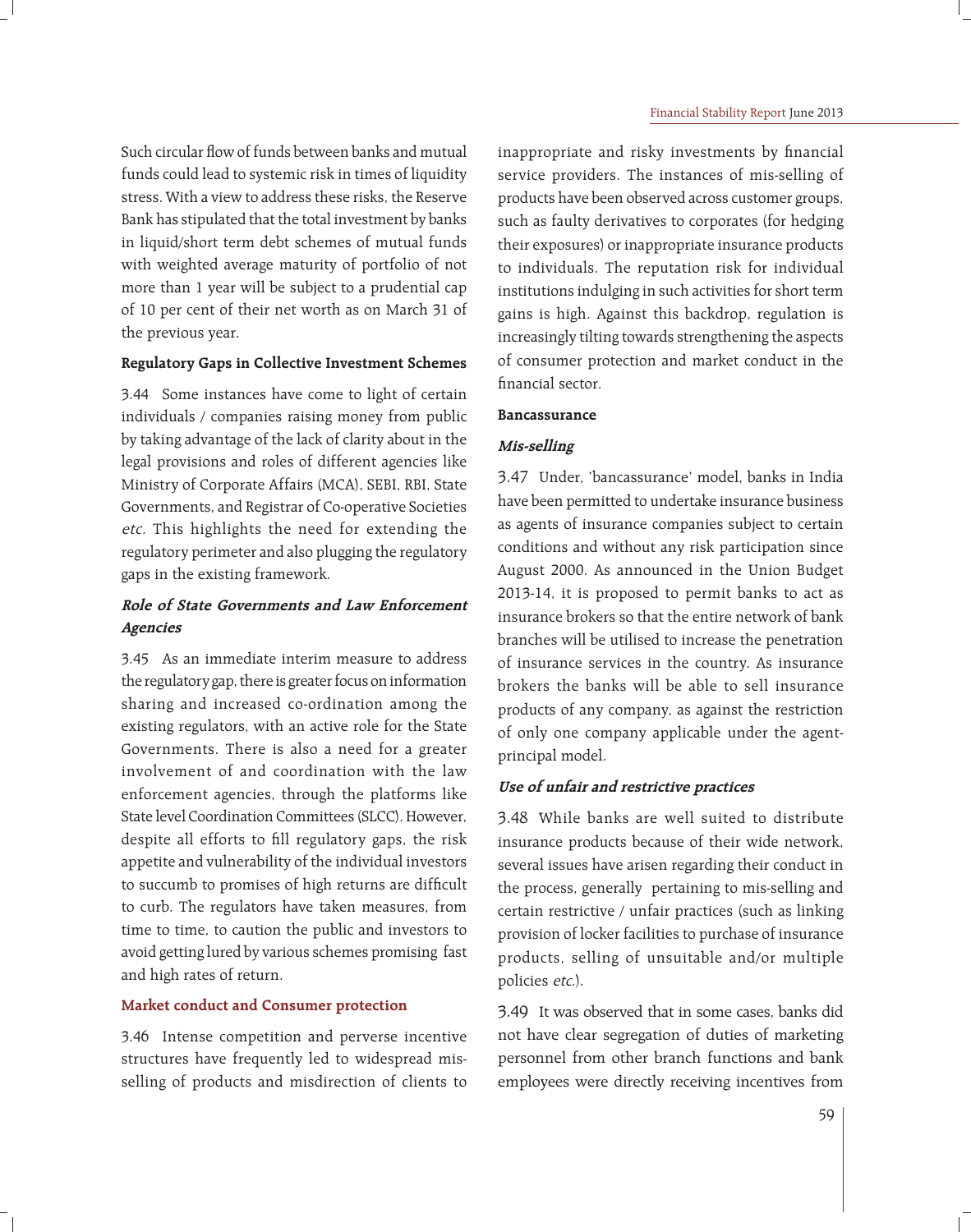Such circular flow of funds between banks and mutual funds could lead to systemic risk in times of liquidity stress. With a view to address these risks, the Reserve Bank has stipulated that the total investment by banks in liquid/short term debt schemes of mutual funds with weighted average maturity of portfolio of not more than 1 year will be subject to a prudential cap of 10 per cent of their net worth as on March 31 of the previous year.

**Regulatory Gaps in Collective Investment Schemes**

3.44 Some instances have come to light of certain individuals / companies raising money from public by taking advantage of the lack of clarity about in the legal provisions and roles of different agencies like Ministry of Corporate Affairs (MCA), SEBI, RBI, State Governments, and Registrar of Co-operative Societies *etc.* This highlights the need for extending the regulatory perimeter and also plugging the regulatory gaps in the existing framework.

***Role of State Governments and Law Enforcement Agencies***

3.45 As an immediate interim measure to address the regulatory gap, there is greater focus on information sharing and increased co-ordination among the existing regulators, with an active role for the State Governments. There is also a need for a greater involvement of and coordination with the law enforcement agencies, through the platforms like State level Coordination Committees (SLCC). However, despite all efforts to fill regulatory gaps, the risk appetite and vulnerability of the individual investors to succumb to promises of high returns are difficult to curb. The regulators have taken measures, from time to time, to caution the public and investors to avoid getting lured by various schemes promising fast and high rates of return.

**Market conduct and Consumer protection**

3.46 Intense competition and perverse incentive structures have frequently led to widespread mis-selling of products and misdirection of clients to inappropriate and risky investments by financial service providers. The instances of mis-selling of products have been observed across customer groups, such as faulty derivatives to corporates (for hedging their exposures) or inappropriate insurance products to individuals. The reputation risk for individual institutions indulging in such activities for short term gains is high. Against this backdrop, regulation is increasingly tilting towards strengthening the aspects of consumer protection and market conduct in the financial sector.

**Bancassurance**

***Mis-selling***

3.47 Under, 'bancassurance' model, banks in India have been permitted to undertake insurance business as agents of insurance companies subject to certain conditions and without any risk participation since August 2000. As announced in the Union Budget 2013-14, it is proposed to permit banks to act as insurance brokers so that the entire network of bank branches will be utilised to increase the penetration of insurance services in the country. As insurance brokers the banks will be able to sell insurance products of any company, as against the restriction of only one company applicable under the agent-principal model.

***Use of unfair and restrictive practices***

3.48 While banks are well suited to distribute insurance products because of their wide network, several issues have arisen regarding their conduct in the process, generally pertaining to mis-selling and certain restrictive / unfair practices (such as linking provision of locker facilities to purchase of insurance products, selling of unsuitable and/or multiple policies *etc.*).

3.49 It was observed that in some cases, banks did not have clear segregation of duties of marketing personnel from other branch functions and bank employees were directly receiving incentives from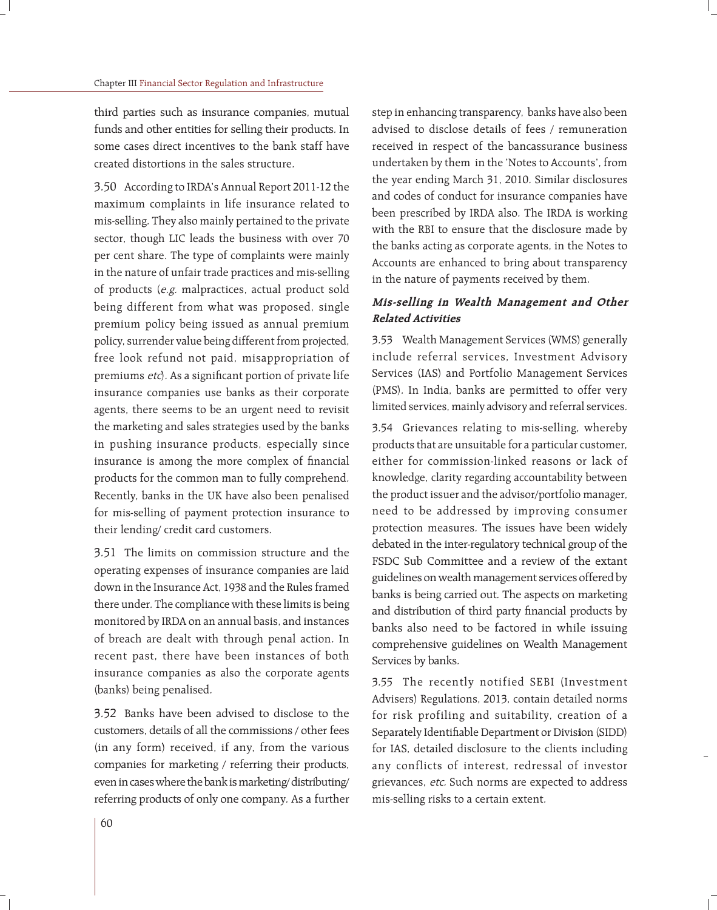third parties such as insurance companies, mutual funds and other entities for selling their products. In some cases direct incentives to the bank staff have created distortions in the sales structure.

3.50 According to IRDA's Annual Report 2011-12 the maximum complaints in life insurance related to mis-selling. They also mainly pertained to the private sector, though LIC leads the business with over 70 per cent share. The type of complaints were mainly in the nature of unfair trade practices and mis-selling of products (*e.g.* malpractices, actual product sold being different from what was proposed, single premium policy being issued as annual premium policy, surrender value being different from projected, free look refund not paid, misappropriation of premiums *etc*). As a significant portion of private life insurance companies use banks as their corporate agents, there seems to be an urgent need to revisit the marketing and sales strategies used by the banks in pushing insurance products, especially since insurance is among the more complex of financial products for the common man to fully comprehend. Recently, banks in the UK have also been penalised for mis-selling of payment protection insurance to their lending/ credit card customers.

3.51 The limits on commission structure and the operating expenses of insurance companies are laid down in the Insurance Act, 1938 and the Rules framed there under. The compliance with these limits is being monitored by IRDA on an annual basis, and instances of breach are dealt with through penal action. In recent past, there have been instances of both insurance companies as also the corporate agents (banks) being penalised.

3.52 Banks have been advised to disclose to the customers, details of all the commissions / other fees (in any form) received, if any, from the various companies for marketing / referring their products, even in cases where the bank is marketing/ distributing/ referring products of only one company. As a further step in enhancing transparency, banks have also been advised to disclose details of fees / remuneration received in respect of the bancassurance business undertaken by them in the 'Notes to Accounts', from the year ending March 31, 2010. Similar disclosures and codes of conduct for insurance companies have been prescribed by IRDA also. The IRDA is working with the RBI to ensure that the disclosure made by the banks acting as corporate agents, in the Notes to Accounts are enhanced to bring about transparency in the nature of payments received by them.

### *Mis-selling in Wealth Management and Other Related Activities*

3.53 Wealth Management Services (WMS) generally include referral services, Investment Advisory Services (IAS) and Portfolio Management Services (PMS). In India, banks are permitted to offer very limited services, mainly advisory and referral services.

3.54 Grievances relating to mis-selling, whereby products that are unsuitable for a particular customer, either for commission-linked reasons or lack of knowledge, clarity regarding accountability between the product issuer and the advisor/portfolio manager, need to be addressed by improving consumer protection measures. The issues have been widely debated in the inter-regulatory technical group of the FSDC Sub Committee and a review of the extant guidelines on wealth management services offered by banks is being carried out. The aspects on marketing and distribution of third party financial products by banks also need to be factored in while issuing comprehensive guidelines on Wealth Management Services by banks.

3.55 The recently notified SEBI (Investment Advisers) Regulations, 2013, contain detailed norms for risk profiling and suitability, creation of a Separately Identifiable Department or Division (SIDD) for IAS, detailed disclosure to the clients including any conflicts of interest, redressal of investor grievances, *etc.* Such norms are expected to address mis-selling risks to a certain extent.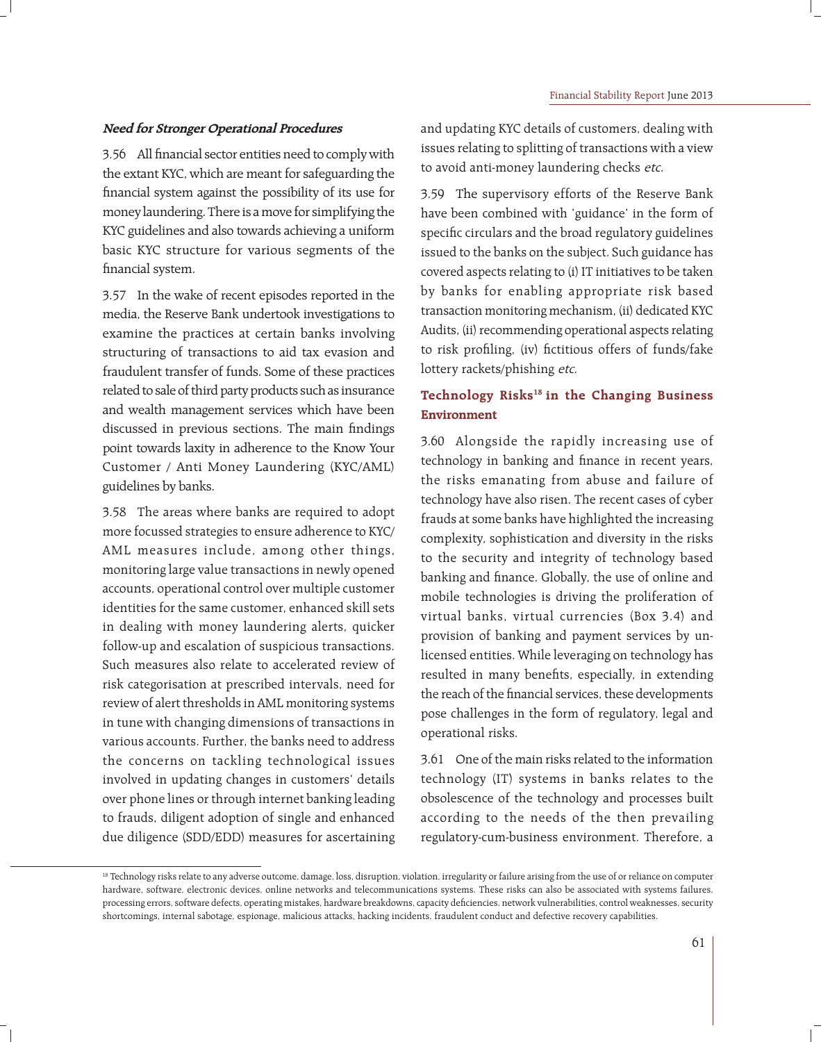***Need for Stronger Operational Procedures***

3.56 All financial sector entities need to comply with the extant KYC, which are meant for safeguarding the financial system against the possibility of its use for money laundering. There is a move for simplifying the KYC guidelines and also towards achieving a uniform basic KYC structure for various segments of the financial system.

3.57 In the wake of recent episodes reported in the media, the Reserve Bank undertook investigations to examine the practices at certain banks involving structuring of transactions to aid tax evasion and fraudulent transfer of funds. Some of these practices related to sale of third party products such as insurance and wealth management services which have been discussed in previous sections. The main findings point towards laxity in adherence to the Know Your Customer / Anti Money Laundering (KYC/AML) guidelines by banks.

3.58 The areas where banks are required to adopt more focussed strategies to ensure adherence to KYC/AML measures include, among other things, monitoring large value transactions in newly opened accounts, operational control over multiple customer identities for the same customer, enhanced skill sets in dealing with money laundering alerts, quicker follow-up and escalation of suspicious transactions. Such measures also relate to accelerated review of risk categorisation at prescribed intervals, need for review of alert thresholds in AML monitoring systems in tune with changing dimensions of transactions in various accounts. Further, the banks need to address the concerns on tackling technological issues involved in updating changes in customers' details over phone lines or through internet banking leading to frauds, diligent adoption of single and enhanced due diligence (SDD/EDD) measures for ascertaining and updating KYC details of customers, dealing with issues relating to splitting of transactions with a view to avoid anti-money laundering checks *etc.*

3.59 The supervisory efforts of the Reserve Bank have been combined with 'guidance' in the form of specific circulars and the broad regulatory guidelines issued to the banks on the subject. Such guidance has covered aspects relating to (i) IT initiatives to be taken by banks for enabling appropriate risk based transaction monitoring mechanism, (ii) dedicated KYC Audits, (ii) recommending operational aspects relating to risk profiling, (iv) fictitious offers of funds/fake lottery rackets/phishing *etc.*

## Technology Risks[18] in the Changing Business Environment

3.60 Alongside the rapidly increasing use of technology in banking and finance in recent years, the risks emanating from abuse and failure of technology have also risen. The recent cases of cyber frauds at some banks have highlighted the increasing complexity, sophistication and diversity in the risks to the security and integrity of technology based banking and finance. Globally, the use of online and mobile technologies is driving the proliferation of virtual banks, virtual currencies (Box 3.4) and provision of banking and payment services by un-licensed entities. While leveraging on technology has resulted in many benefits, especially, in extending the reach of the financial services, these developments pose challenges in the form of regulatory, legal and operational risks.

3.61 One of the main risks related to the information technology (IT) systems in banks relates to the obsolescence of the technology and processes built according to the needs of the then prevailing regulatory-cum-business environment. Therefore, a

---

[18] Technology risks relate to any adverse outcome, damage, loss, disruption, violation, irregularity or failure arising from the use of or reliance on computer hardware, software, electronic devices, online networks and telecommunications systems. These risks can also be associated with systems failures, processing errors, software defects, operating mistakes, hardware breakdowns, capacity deficiencies, network vulnerabilities, control weaknesses, security shortcomings, internal sabotage, espionage, malicious attacks, hacking incidents, fraudulent conduct and defective recovery capabilities.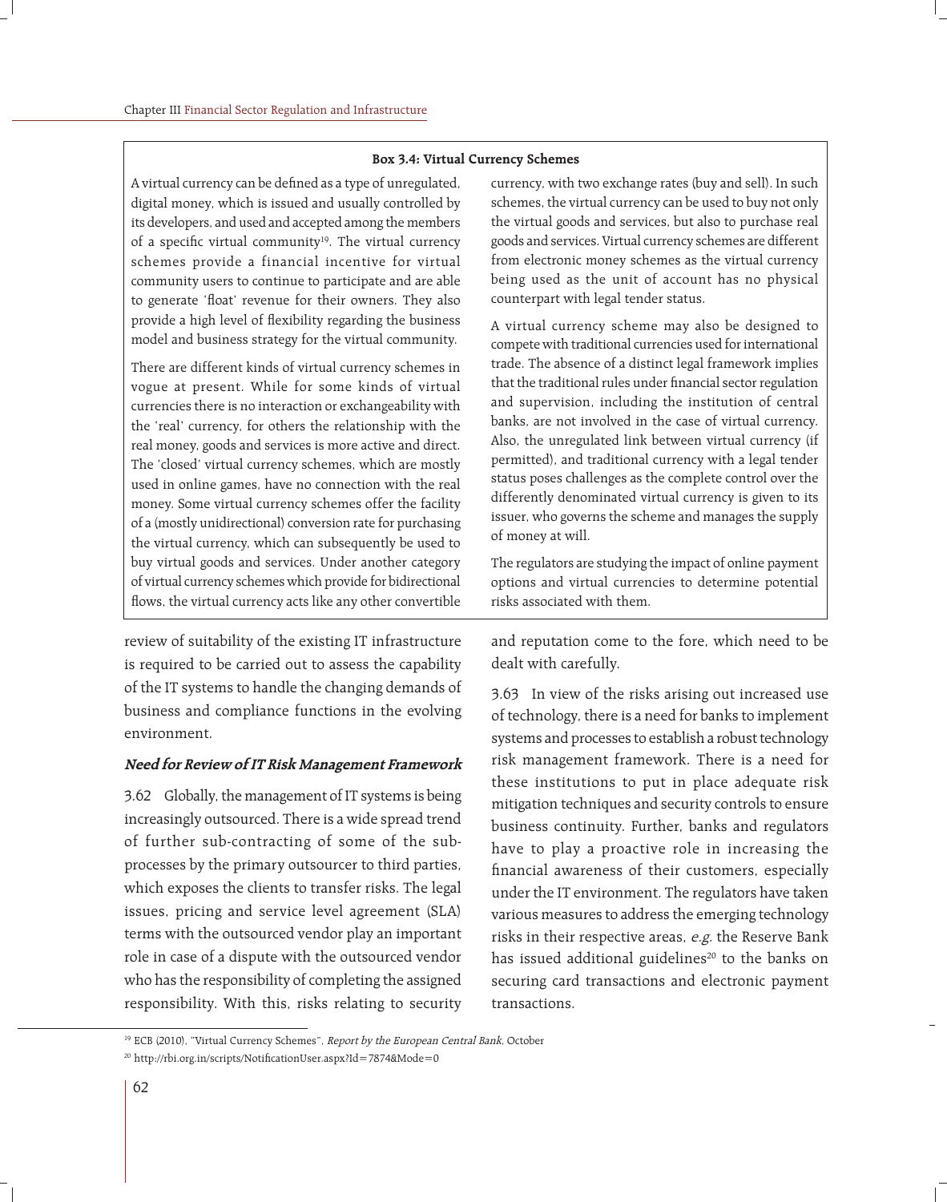### Box 3.4: Virtual Currency Schemes

A virtual currency can be defined as a type of unregulated, digital money, which is issued and usually controlled by its developers, and used and accepted among the members of a specific virtual community[19]. The virtual currency schemes provide a financial incentive for virtual community users to continue to participate and are able to generate 'float' revenue for their owners. They also provide a high level of flexibility regarding the business model and business strategy for the virtual community.

There are different kinds of virtual currency schemes in vogue at present. While for some kinds of virtual currencies there is no interaction or exchangeability with the 'real' currency, for others the relationship with the real money, goods and services is more active and direct. The 'closed' virtual currency schemes, which are mostly used in online games, have no connection with the real money. Some virtual currency schemes offer the facility of a (mostly unidirectional) conversion rate for purchasing the virtual currency, which can subsequently be used to buy virtual goods and services. Under another category of virtual currency schemes which provide for bidirectional flows, the virtual currency acts like any other convertible currency, with two exchange rates (buy and sell). In such schemes, the virtual currency can be used to buy not only the virtual goods and services, but also to purchase real goods and services. Virtual currency schemes are different from electronic money schemes as the virtual currency being used as the unit of account has no physical counterpart with legal tender status.

A virtual currency scheme may also be designed to compete with traditional currencies used for international trade. The absence of a distinct legal framework implies that the traditional rules under financial sector regulation and supervision, including the institution of central banks, are not involved in the case of virtual currency. Also, the unregulated link between virtual currency (if permitted), and traditional currency with a legal tender status poses challenges as the complete control over the differently denominated virtual currency is given to its issuer, who governs the scheme and manages the supply of money at will.

The regulators are studying the impact of online payment options and virtual currencies to determine potential risks associated with them.

---

review of suitability of the existing IT infrastructure is required to be carried out to assess the capability of the IT systems to handle the changing demands of business and compliance functions in the evolving environment.

#### *Need for Review of IT Risk Management Framework*

3.62 Globally, the management of IT systems is being increasingly outsourced. There is a wide spread trend of further sub-contracting of some of the sub-processes by the primary outsourcer to third parties, which exposes the clients to transfer risks. The legal issues, pricing and service level agreement (SLA) terms with the outsourced vendor play an important role in case of a dispute with the outsourced vendor who has the responsibility of completing the assigned responsibility. With this, risks relating to security and reputation come to the fore, which need to be dealt with carefully.

3.63 In view of the risks arising out increased use of technology, there is a need for banks to implement systems and processes to establish a robust technology risk management framework. There is a need for these institutions to put in place adequate risk mitigation techniques and security controls to ensure business continuity. Further, banks and regulators have to play a proactive role in increasing the financial awareness of their customers, especially under the IT environment. The regulators have taken various measures to address the emerging technology risks in their respective areas, *e.g.* the Reserve Bank has issued additional guidelines[20] to the banks on securing card transactions and electronic payment transactions.

---

[19] ECB (2010), "Virtual Currency Schemes", *Report by the European Central Bank*, October

[20] http://rbi.org.in/scripts/NotificationUser.aspx?Id=7874&Mode=0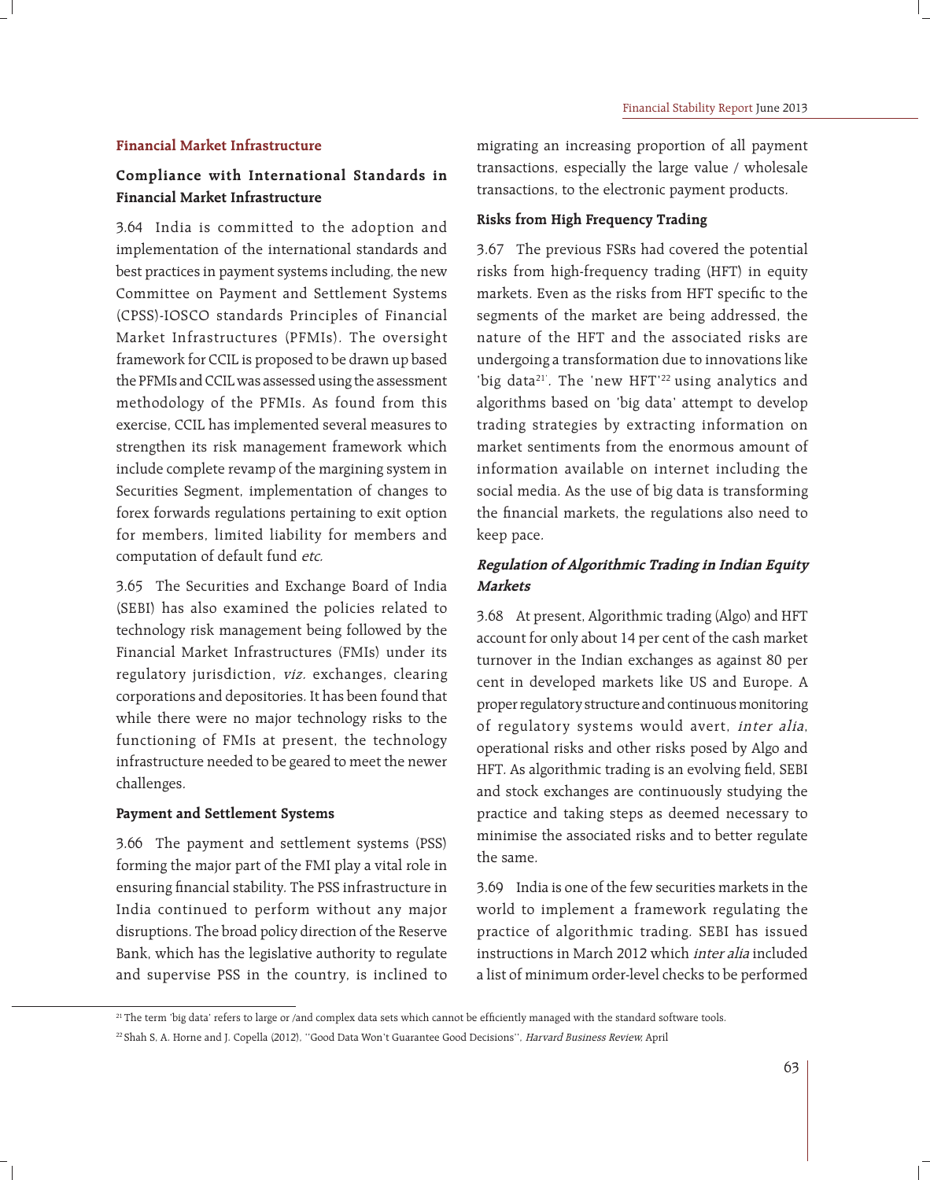### Financial Market Infrastructure

#### Compliance with International Standards in Financial Market Infrastructure

3.64 India is committed to the adoption and implementation of the international standards and best practices in payment systems including, the new Committee on Payment and Settlement Systems (CPSS)-IOSCO standards Principles of Financial Market Infrastructures (PFMIs). The oversight framework for CCIL is proposed to be drawn up based the PFMIs and CCIL was assessed using the assessment methodology of the PFMIs. As found from this exercise, CCIL has implemented several measures to strengthen its risk management framework which include complete revamp of the margining system in Securities Segment, implementation of changes to forex forwards regulations pertaining to exit option for members, limited liability for members and computation of default fund *etc.*

3.65 The Securities and Exchange Board of India (SEBI) has also examined the policies related to technology risk management being followed by the Financial Market Infrastructures (FMIs) under its regulatory jurisdiction, *viz.* exchanges, clearing corporations and depositories. It has been found that while there were no major technology risks to the functioning of FMIs at present, the technology infrastructure needed to be geared to meet the newer challenges.

#### Payment and Settlement Systems

3.66 The payment and settlement systems (PSS) forming the major part of the FMI play a vital role in ensuring financial stability. The PSS infrastructure in India continued to perform without any major disruptions. The broad policy direction of the Reserve Bank, which has the legislative authority to regulate and supervise PSS in the country, is inclined to migrating an increasing proportion of all payment transactions, especially the large value / wholesale transactions, to the electronic payment products.

#### Risks from High Frequency Trading

3.67 The previous FSRs had covered the potential risks from high-frequency trading (HFT) in equity markets. Even as the risks from HFT specific to the segments of the market are being addressed, the nature of the HFT and the associated risks are undergoing a transformation due to innovations like 'big data[21]'. The 'new HFT'[22] using analytics and algorithms based on 'big data' attempt to develop trading strategies by extracting information on market sentiments from the enormous amount of information available on internet including the social media. As the use of big data is transforming the financial markets, the regulations also need to keep pace.

#### *Regulation of Algorithmic Trading in Indian Equity Markets*

3.68 At present, Algorithmic trading (Algo) and HFT account for only about 14 per cent of the cash market turnover in the Indian exchanges as against 80 per cent in developed markets like US and Europe. A proper regulatory structure and continuous monitoring of regulatory systems would avert, *inter alia*, operational risks and other risks posed by Algo and HFT. As algorithmic trading is an evolving field, SEBI and stock exchanges are continuously studying the practice and taking steps as deemed necessary to minimise the associated risks and to better regulate the same.

3.69 India is one of the few securities markets in the world to implement a framework regulating the practice of algorithmic trading. SEBI has issued instructions in March 2012 which *inter alia* included a list of minimum order-level checks to be performed

---

[21] The term 'big data' refers to large or /and complex data sets which cannot be efficiently managed with the standard software tools.

[22] Shah S, A. Horne and J. Copella (2012), "Good Data Won't Guarantee Good Decisions", *Harvard Business Review*, April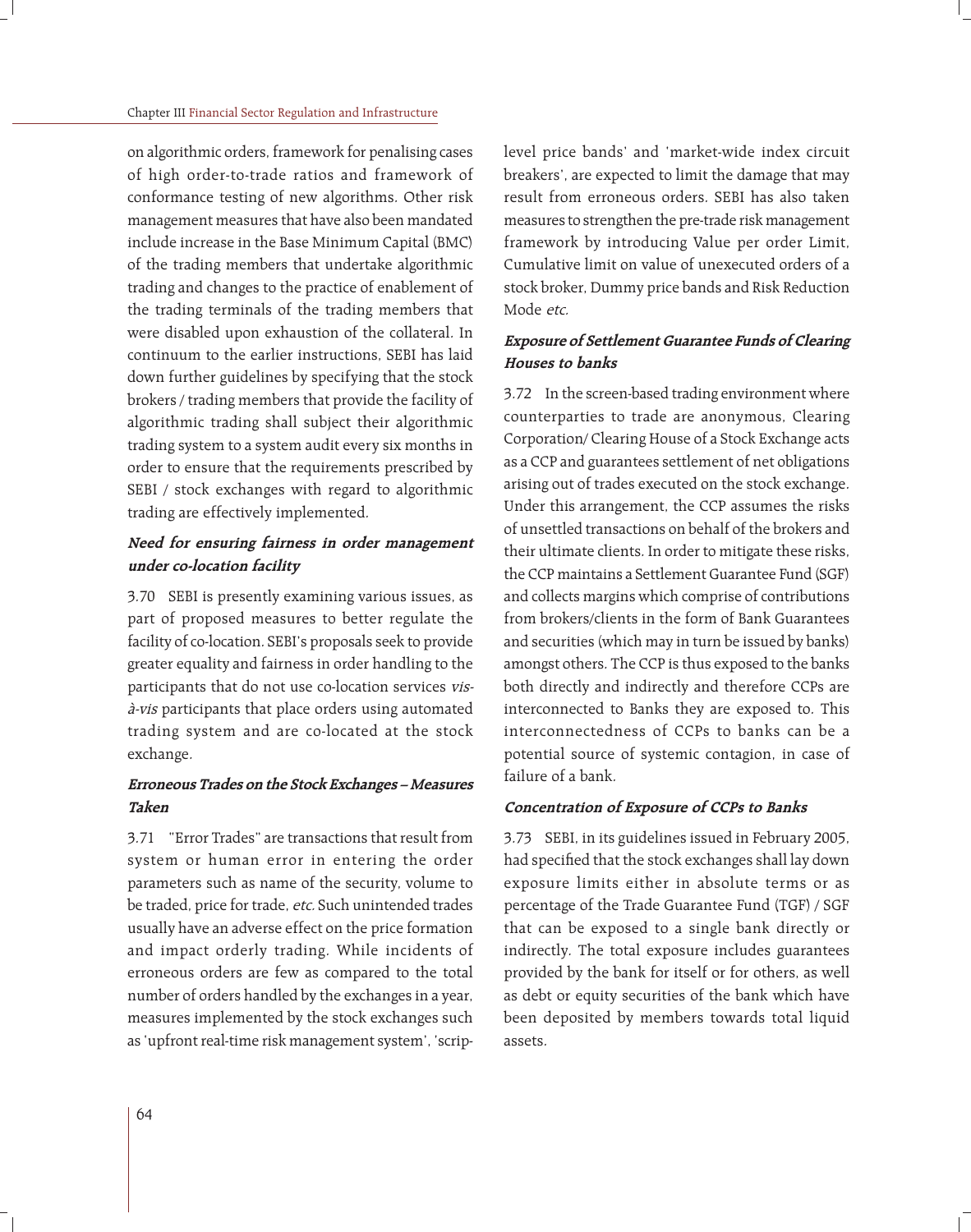on algorithmic orders, framework for penalising cases of high order-to-trade ratios and framework of conformance testing of new algorithms. Other risk management measures that have also been mandated include increase in the Base Minimum Capital (BMC) of the trading members that undertake algorithmic trading and changes to the practice of enablement of the trading terminals of the trading members that were disabled upon exhaustion of the collateral. In continuum to the earlier instructions, SEBI has laid down further guidelines by specifying that the stock brokers / trading members that provide the facility of algorithmic trading shall subject their algorithmic trading system to a system audit every six months in order to ensure that the requirements prescribed by SEBI / stock exchanges with regard to algorithmic trading are effectively implemented.

### *Need for ensuring fairness in order management under co-location facility*

3.70 SEBI is presently examining various issues, as part of proposed measures to better regulate the facility of co-location. SEBI's proposals seek to provide greater equality and fairness in order handling to the participants that do not use co-location services *vis-à-vis* participants that place orders using automated trading system and are co-located at the stock exchange.

### *Erroneous Trades on the Stock Exchanges – Measures Taken*

3.71 "Error Trades" are transactions that result from system or human error in entering the order parameters such as name of the security, volume to be traded, price for trade, *etc.* Such unintended trades usually have an adverse effect on the price formation and impact orderly trading. While incidents of erroneous orders are few as compared to the total number of orders handled by the exchanges in a year, measures implemented by the stock exchanges such as 'upfront real-time risk management system', 'scrip-level price bands' and 'market-wide index circuit breakers', are expected to limit the damage that may result from erroneous orders. SEBI has also taken measures to strengthen the pre-trade risk management framework by introducing Value per order Limit, Cumulative limit on value of unexecuted orders of a stock broker, Dummy price bands and Risk Reduction Mode *etc.*

### *Exposure of Settlement Guarantee Funds of Clearing Houses to banks*

3.72 In the screen-based trading environment where counterparties to trade are anonymous, Clearing Corporation/ Clearing House of a Stock Exchange acts as a CCP and guarantees settlement of net obligations arising out of trades executed on the stock exchange. Under this arrangement, the CCP assumes the risks of unsettled transactions on behalf of the brokers and their ultimate clients. In order to mitigate these risks, the CCP maintains a Settlement Guarantee Fund (SGF) and collects margins which comprise of contributions from brokers/clients in the form of Bank Guarantees and securities (which may in turn be issued by banks) amongst others. The CCP is thus exposed to the banks both directly and indirectly and therefore CCPs are interconnected to Banks they are exposed to. This interconnectedness of CCPs to banks can be a potential source of systemic contagion, in case of failure of a bank.

### *Concentration of Exposure of CCPs to Banks*

3.73 SEBI, in its guidelines issued in February 2005, had specified that the stock exchanges shall lay down exposure limits either in absolute terms or as percentage of the Trade Guarantee Fund (TGF) / SGF that can be exposed to a single bank directly or indirectly. The total exposure includes guarantees provided by the bank for itself or for others, as well as debt or equity securities of the bank which have been deposited by members towards total liquid assets.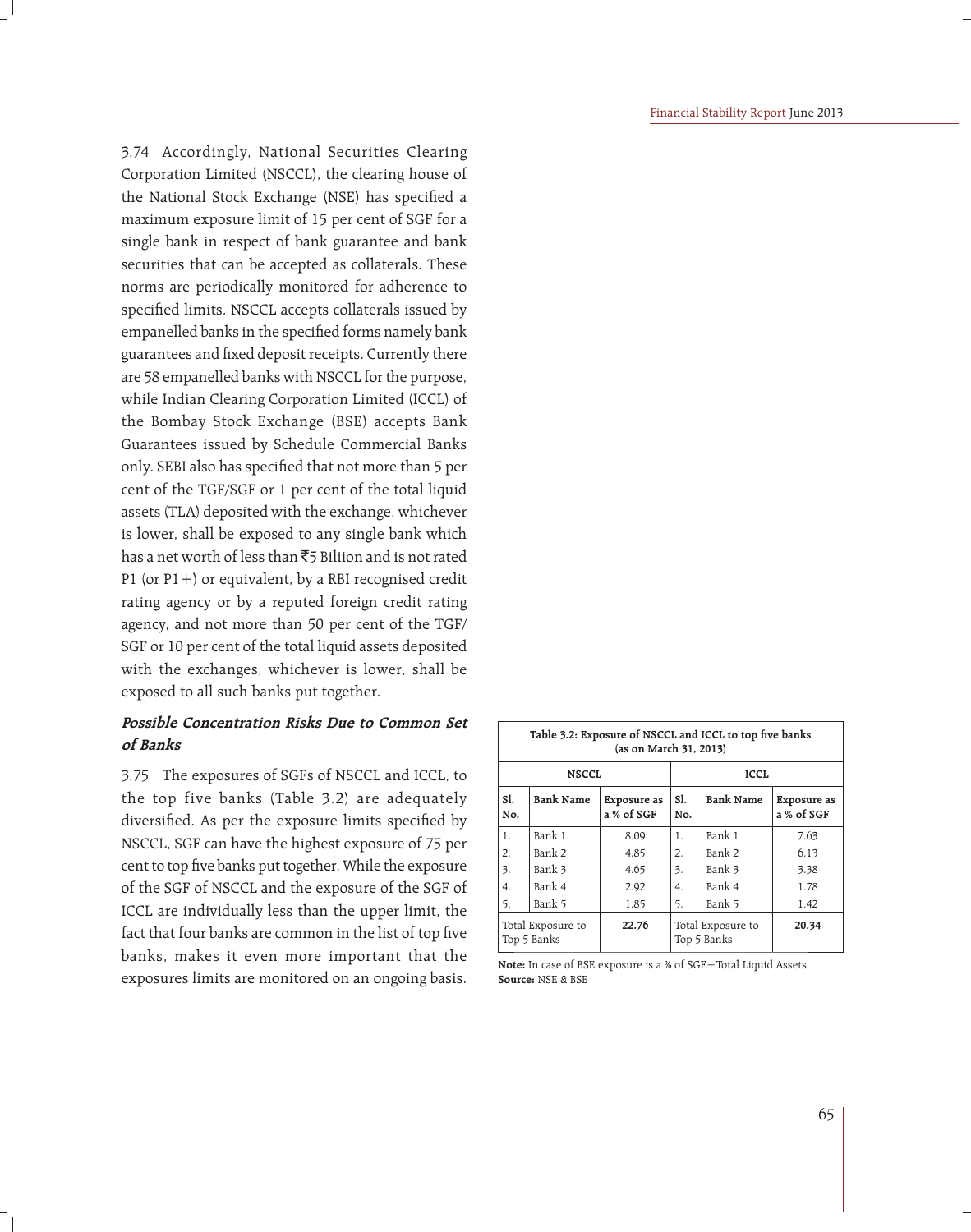3.74 Accordingly, National Securities Clearing Corporation Limited (NSCCL), the clearing house of the National Stock Exchange (NSE) has specified a maximum exposure limit of 15 per cent of SGF for a single bank in respect of bank guarantee and bank securities that can be accepted as collaterals. These norms are periodically monitored for adherence to specified limits. NSCCL accepts collaterals issued by empanelled banks in the specified forms namely bank guarantees and fixed deposit receipts. Currently there are 58 empanelled banks with NSCCL for the purpose, while Indian Clearing Corporation Limited (ICCL) of the Bombay Stock Exchange (BSE) accepts Bank Guarantees issued by Schedule Commercial Banks only. SEBI also has specified that not more than 5 per cent of the TGF/SGF or 1 per cent of the total liquid assets (TLA) deposited with the exchange, whichever is lower, shall be exposed to any single bank which has a net worth of less than ₹5 Biliion and is not rated P1 (or P1+) or equivalent, by a RBI recognised credit rating agency or by a reputed foreign credit rating agency, and not more than 50 per cent of the TGF/SGF or 10 per cent of the total liquid assets deposited with the exchanges, whichever is lower, shall be exposed to all such banks put together.

### *Possible Concentration Risks Due to Common Set of Banks*

3.75 The exposures of SGFs of NSCCL and ICCL, to the top five banks (Table 3.2) are adequately diversified. As per the exposure limits specified by NSCCL, SGF can have the highest exposure of 75 per cent to top five banks put together. While the exposure of the SGF of NSCCL and the exposure of the SGF of ICCL are individually less than the upper limit, the fact that four banks are common in the list of top five banks, makes it even more important that the exposures limits are monitored on an ongoing basis.

**Table 3.2: Exposure of NSCCL and ICCL to top five banks (as on March 31, 2013)**

| NSCCL | | | ICCL | | |
|---|---|---|---|---|---|
| **Sl. No.** | **Bank Name** | **Exposure as a % of SGF** | **Sl. No.** | **Bank Name** | **Exposure as a % of SGF** |
| 1. | Bank 1 | 8.09 | 1. | Bank 1 | 7.63 |
| 2. | Bank 2 | 4.85 | 2. | Bank 2 | 6.13 |
| 3. | Bank 3 | 4.65 | 3. | Bank 3 | 3.38 |
| 4. | Bank 4 | 2.92 | 4. | Bank 4 | 1.78 |
| 5. | Bank 5 | 1.85 | 5. | Bank 5 | 1.42 |
| Total Exposure to Top 5 Banks | | **22.76** | Total Exposure to Top 5 Banks | | **20.34** |

**Note:** In case of BSE exposure is a % of SGF+Total Liquid Assets
**Source:** NSE & BSE